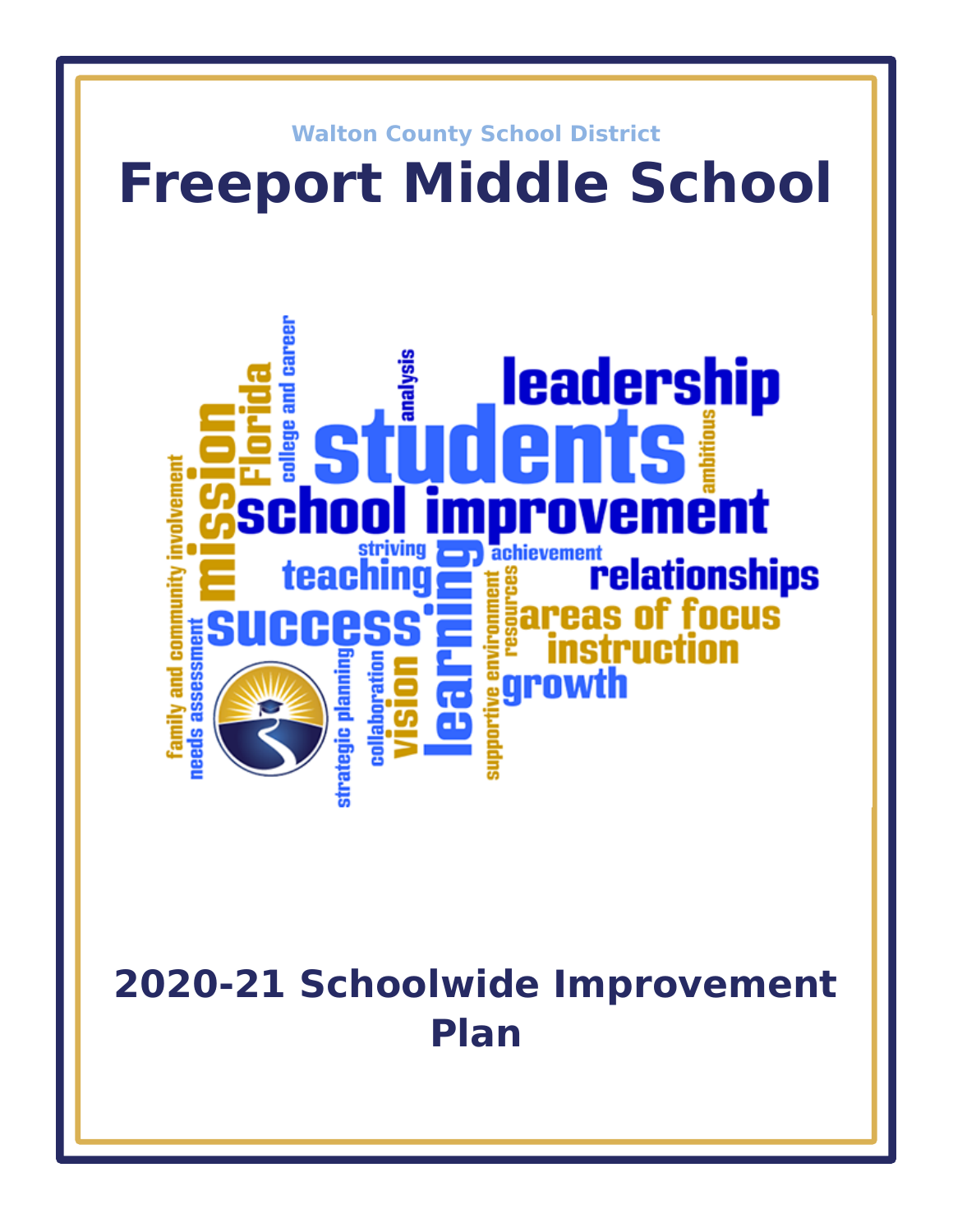Walton County School District

# Freeport Middle School

## 2020-21 Schoolwide Improvement Plan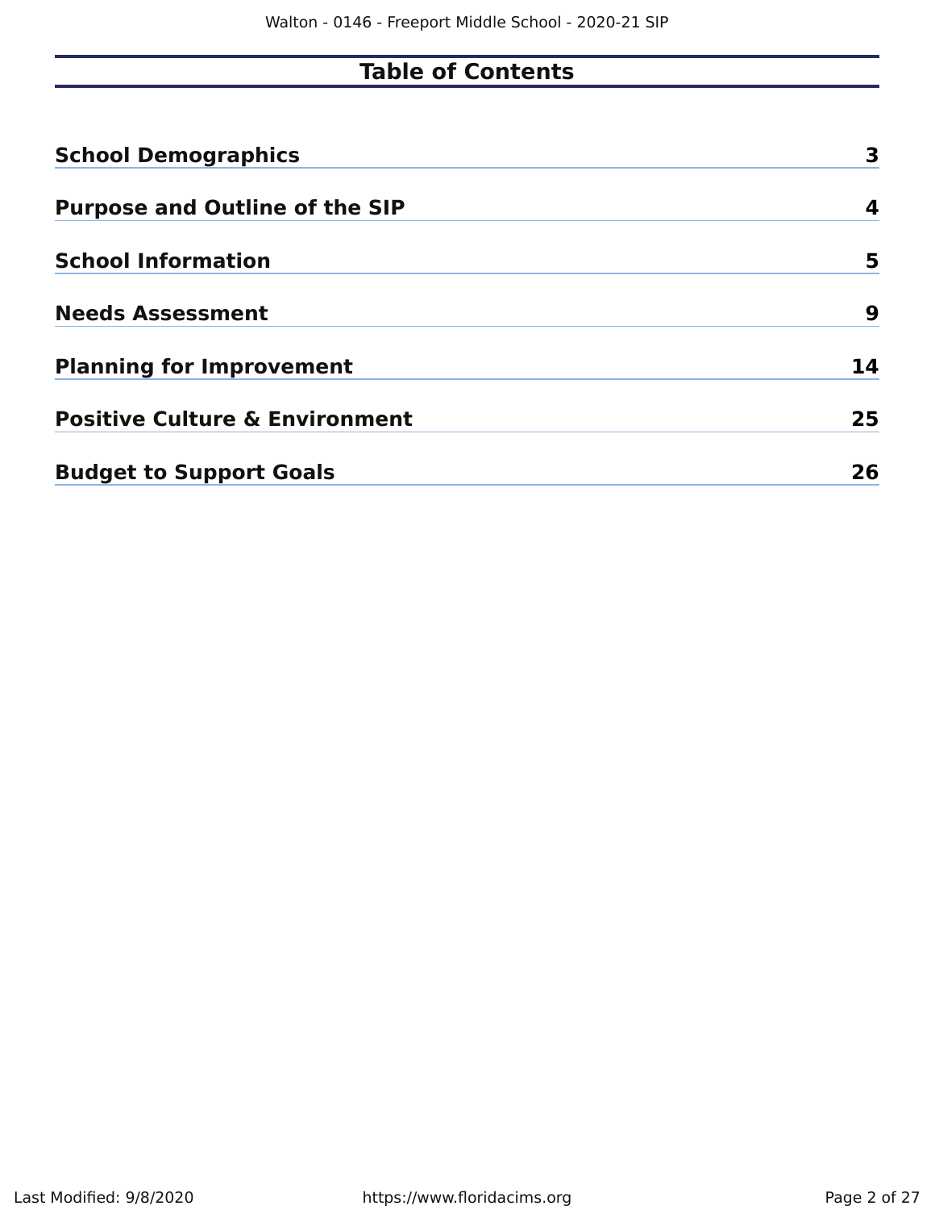# Table of Contents

| | |
|---|---|
| **School Demographics** | **3** |
| **Purpose and Outline of the SIP** | **4** |
| **School Information** | **5** |
| **Needs Assessment** | **9** |
| **Planning for Improvement** | **14** |
| **Positive Culture & Environment** | **25** |
| **Budget to Support Goals** | **26** |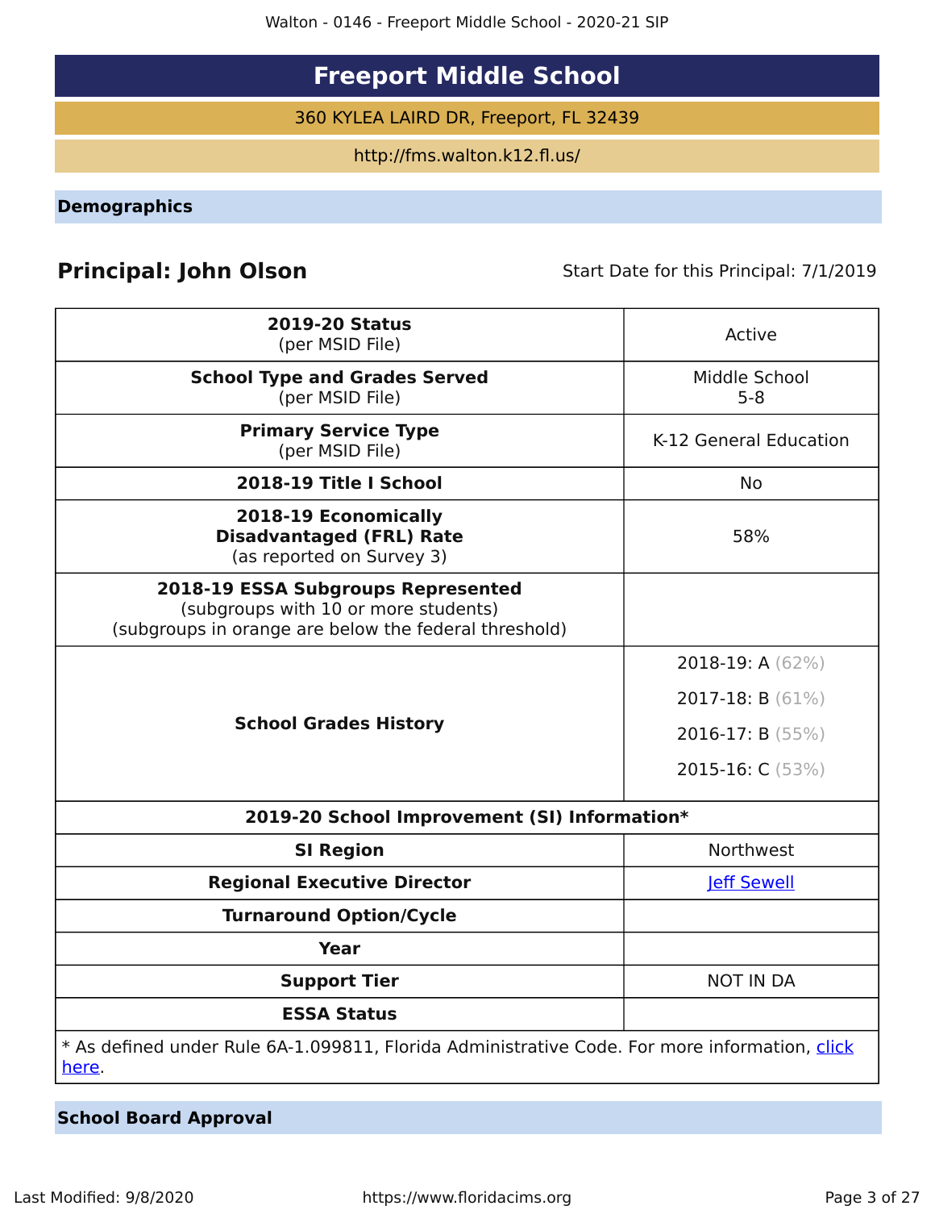# Freeport Middle School

360 KYLEA LAIRD DR, Freeport, FL 32439

http://fms.walton.k12.fl.us/

## Demographics

**Principal: John Olson**

Start Date for this Principal: 7/1/2019

| | |
|---|---|
| **2019-20 Status** (per MSID File) | Active |
| **School Type and Grades Served** (per MSID File) | Middle School 5-8 |
| **Primary Service Type** (per MSID File) | K-12 General Education |
| **2018-19 Title I School** | No |
| **2018-19 Economically Disadvantaged (FRL) Rate** (as reported on Survey 3) | 58% |
| **2018-19 ESSA Subgroups Represented** (subgroups with 10 or more students) (subgroups in orange are below the federal threshold) | |
| **School Grades History** | 2018-19: A (62%)<br>2017-18: B (61%)<br>2016-17: B (55%)<br>2015-16: C (53%) |
| **2019-20 School Improvement (SI) Information*** | |
| **SI Region** | Northwest |
| **Regional Executive Director** | Jeff Sewell |
| **Turnaround Option/Cycle** | |
| **Year** | |
| **Support Tier** | NOT IN DA |
| **ESSA Status** | |

* As defined under Rule 6A-1.099811, Florida Administrative Code. For more information, click here.

## School Board Approval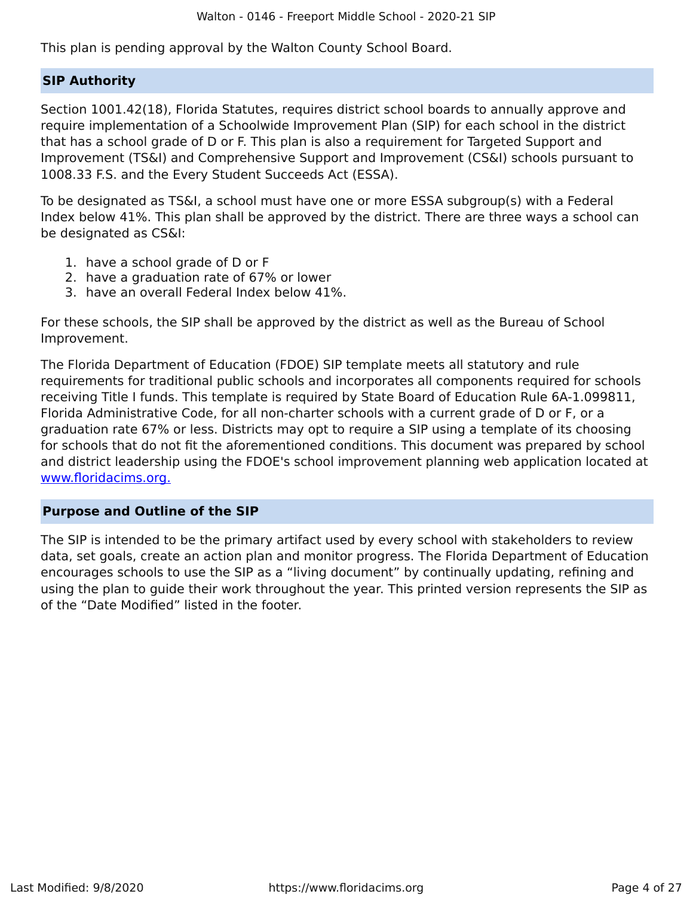This plan is pending approval by the Walton County School Board.

## SIP Authority

Section 1001.42(18), Florida Statutes, requires district school boards to annually approve and require implementation of a Schoolwide Improvement Plan (SIP) for each school in the district that has a school grade of D or F. This plan is also a requirement for Targeted Support and Improvement (TS&I) and Comprehensive Support and Improvement (CS&I) schools pursuant to 1008.33 F.S. and the Every Student Succeeds Act (ESSA).

To be designated as TS&I, a school must have one or more ESSA subgroup(s) with a Federal Index below 41%. This plan shall be approved by the district. There are three ways a school can be designated as CS&I:

1. have a school grade of D or F
2. have a graduation rate of 67% or lower
3. have an overall Federal Index below 41%.

For these schools, the SIP shall be approved by the district as well as the Bureau of School Improvement.

The Florida Department of Education (FDOE) SIP template meets all statutory and rule requirements for traditional public schools and incorporates all components required for schools receiving Title I funds. This template is required by State Board of Education Rule 6A-1.099811, Florida Administrative Code, for all non-charter schools with a current grade of D or F, or a graduation rate 67% or less. Districts may opt to require a SIP using a template of its choosing for schools that do not fit the aforementioned conditions. This document was prepared by school and district leadership using the FDOE's school improvement planning web application located at [www.floridacims.org.](https://www.floridacims.org)

## Purpose and Outline of the SIP

The SIP is intended to be the primary artifact used by every school with stakeholders to review data, set goals, create an action plan and monitor progress. The Florida Department of Education encourages schools to use the SIP as a "living document" by continually updating, refining and using the plan to guide their work throughout the year. This printed version represents the SIP as of the "Date Modified" listed in the footer.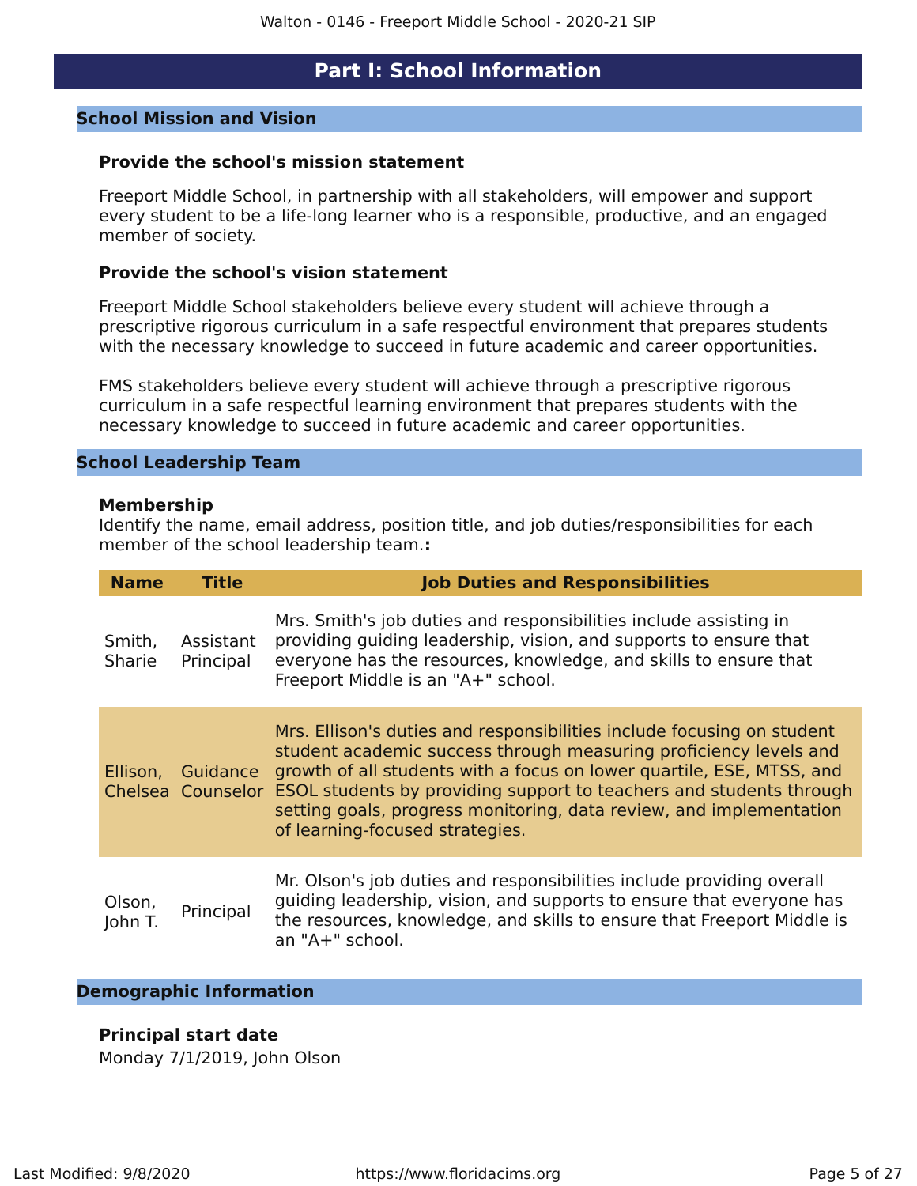# Part I: School Information

## School Mission and Vision

### Provide the school's mission statement

Freeport Middle School, in partnership with all stakeholders, will empower and support every student to be a life-long learner who is a responsible, productive, and an engaged member of society.

### Provide the school's vision statement

Freeport Middle School stakeholders believe every student will achieve through a prescriptive rigorous curriculum in a safe respectful environment that prepares students with the necessary knowledge to succeed in future academic and career opportunities.

FMS stakeholders believe every student will achieve through a prescriptive rigorous curriculum in a safe respectful learning environment that prepares students with the necessary knowledge to succeed in future academic and career opportunities.

## School Leadership Team

### Membership

Identify the name, email address, position title, and job duties/responsibilities for each member of the school leadership team.**:**

| Name | Title | Job Duties and Responsibilities |
|---|---|---|
| Smith, Sharie | Assistant Principal | Mrs. Smith's job duties and responsibilities include assisting in providing guiding leadership, vision, and supports to ensure that everyone has the resources, knowledge, and skills to ensure that Freeport Middle is an "A+" school. |
| Ellison, Chelsea | Guidance Counselor | Mrs. Ellison's duties and responsibilities include focusing on student student academic success through measuring proficiency levels and growth of all students with a focus on lower quartile, ESE, MTSS, and ESOL students by providing support to teachers and students through setting goals, progress monitoring, data review, and implementation of learning-focused strategies. |
| Olson, John T. | Principal | Mr. Olson's job duties and responsibilities include providing overall guiding leadership, vision, and supports to ensure that everyone has the resources, knowledge, and skills to ensure that Freeport Middle is an "A+" school. |

## Demographic Information

### Principal start date

Monday 7/1/2019, John Olson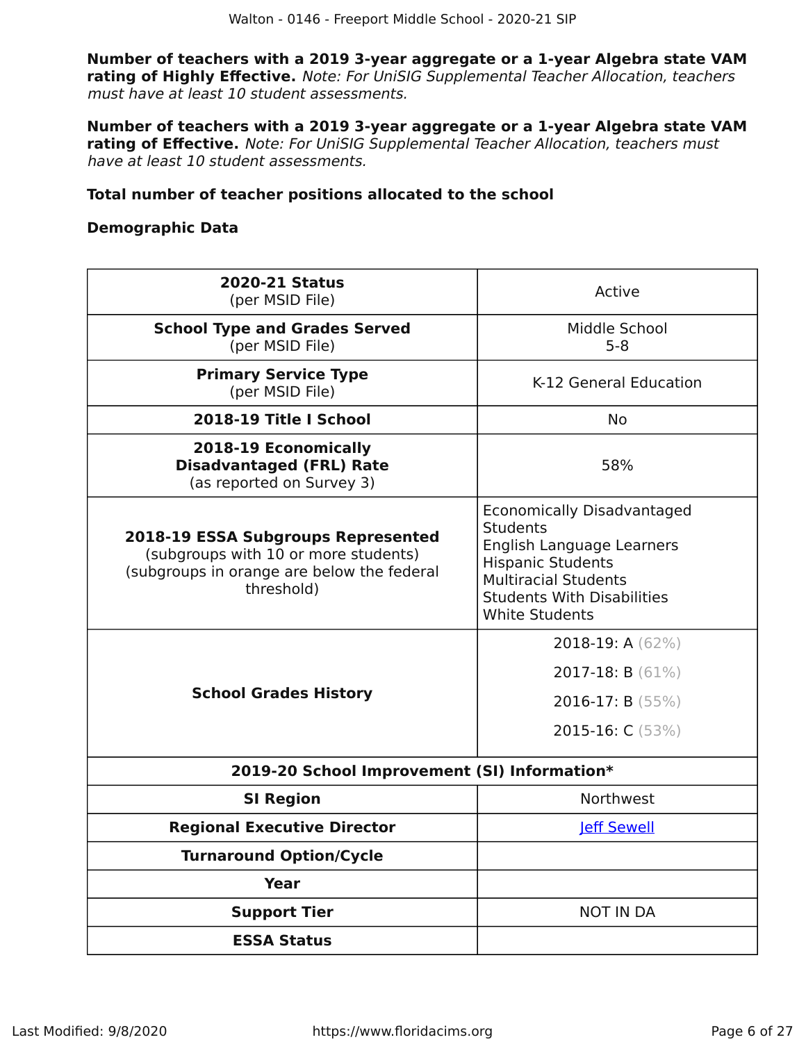**Number of teachers with a 2019 3-year aggregate or a 1-year Algebra state VAM rating of Highly Effective.** *Note: For UniSIG Supplemental Teacher Allocation, teachers must have at least 10 student assessments.*

**Number of teachers with a 2019 3-year aggregate or a 1-year Algebra state VAM rating of Effective.** *Note: For UniSIG Supplemental Teacher Allocation, teachers must have at least 10 student assessments.*

**Total number of teacher positions allocated to the school**

**Demographic Data**

| | |
|---|---|
| **2020-21 Status** (per MSID File) | Active |
| **School Type and Grades Served** (per MSID File) | Middle School<br>5-8 |
| **Primary Service Type** (per MSID File) | K-12 General Education |
| **2018-19 Title I School** | No |
| **2018-19 Economically Disadvantaged (FRL) Rate** (as reported on Survey 3) | 58% |
| **2018-19 ESSA Subgroups Represented** (subgroups with 10 or more students) (subgroups in orange are below the federal threshold) | Economically Disadvantaged Students<br>English Language Learners<br>Hispanic Students<br>Multiracial Students<br>Students With Disabilities<br>White Students |
| **School Grades History** | 2018-19: A (62%)<br>2017-18: B (61%)<br>2016-17: B (55%)<br>2015-16: C (53%) |
| **2019-20 School Improvement (SI) Information*** | |
| **SI Region** | Northwest |
| **Regional Executive Director** | Jeff Sewell |
| **Turnaround Option/Cycle** | |
| **Year** | |
| **Support Tier** | NOT IN DA |
| **ESSA Status** | |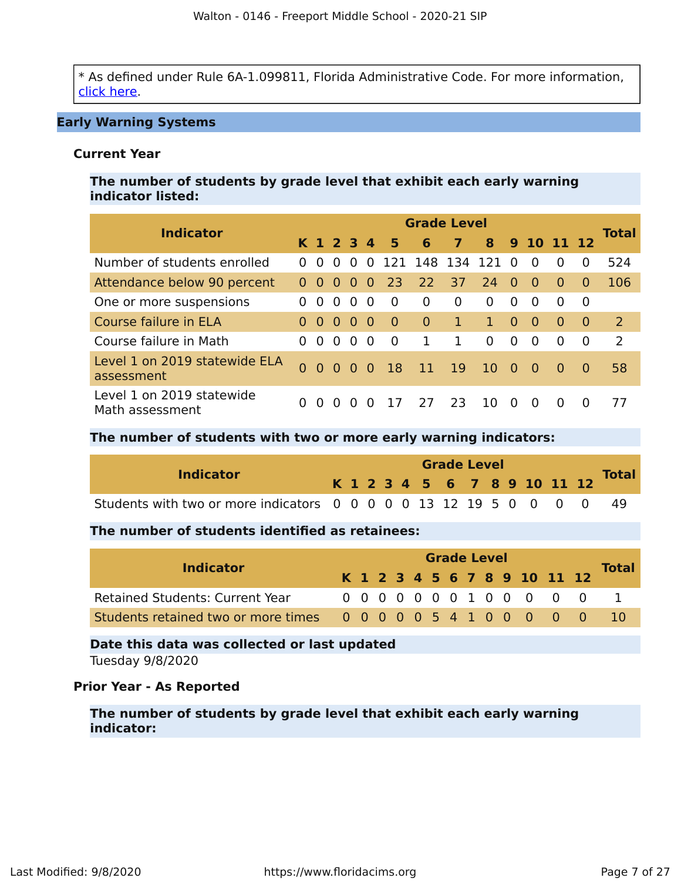* As defined under Rule 6A-1.099811, Florida Administrative Code. For more information, click here.

## Early Warning Systems

### Current Year

**The number of students by grade level that exhibit each early warning indicator listed:**

| Indicator | Grade Level | | | | | | | | | | | | | Total |
|---|---|---|---|---|---|---|---|---|---|---|---|---|---|---|
| | K | 1 | 2 | 3 | 4 | 5 | 6 | 7 | 8 | 9 | 10 | 11 | 12 | |
| Number of students enrolled | 0 | 0 | 0 | 0 | 0 | 121 | 148 | 134 | 121 | 0 | 0 | 0 | 0 | 524 |
| Attendance below 90 percent | 0 | 0 | 0 | 0 | 0 | 23 | 22 | 37 | 24 | 0 | 0 | 0 | 0 | 106 |
| One or more suspensions | 0 | 0 | 0 | 0 | 0 | 0 | 0 | 0 | 0 | 0 | 0 | 0 | 0 | |
| Course failure in ELA | 0 | 0 | 0 | 0 | 0 | 0 | 0 | 1 | 1 | 0 | 0 | 0 | 0 | 2 |
| Course failure in Math | 0 | 0 | 0 | 0 | 0 | 0 | 1 | 1 | 0 | 0 | 0 | 0 | 0 | 2 |
| Level 1 on 2019 statewide ELA assessment | 0 | 0 | 0 | 0 | 0 | 18 | 11 | 19 | 10 | 0 | 0 | 0 | 0 | 58 |
| Level 1 on 2019 statewide Math assessment | 0 | 0 | 0 | 0 | 0 | 17 | 27 | 23 | 10 | 0 | 0 | 0 | 0 | 77 |

**The number of students with two or more early warning indicators:**

| Indicator | Grade Level | | | | | | | | | | | | | Total |
|---|---|---|---|---|---|---|---|---|---|---|---|---|---|---|
| | K | 1 | 2 | 3 | 4 | 5 | 6 | 7 | 8 | 9 | 10 | 11 | 12 | |
| Students with two or more indicators | 0 | 0 | 0 | 0 | 0 | 13 | 12 | 19 | 5 | 0 | 0 | 0 | 0 | 49 |

**The number of students identified as retainees:**

| Indicator | Grade Level | | | | | | | | | | | | | Total |
|---|---|---|---|---|---|---|---|---|---|---|---|---|---|---|
| | K | 1 | 2 | 3 | 4 | 5 | 6 | 7 | 8 | 9 | 10 | 11 | 12 | |
| Retained Students: Current Year | 0 | 0 | 0 | 0 | 0 | 0 | 0 | 1 | 0 | 0 | 0 | 0 | 0 | 1 |
| Students retained two or more times | 0 | 0 | 0 | 0 | 0 | 5 | 4 | 1 | 0 | 0 | 0 | 0 | 0 | 10 |

**Date this data was collected or last updated**

Tuesday 9/8/2020

### Prior Year - As Reported

**The number of students by grade level that exhibit each early warning indicator:**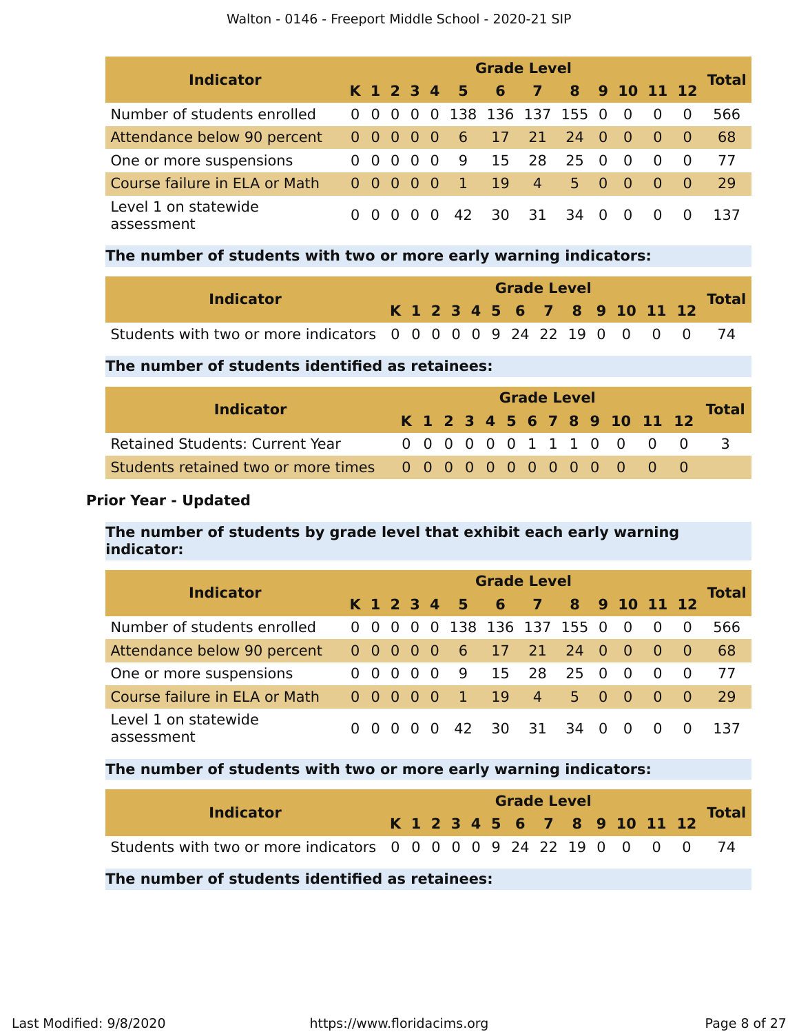| Indicator | Grade Level | | | | | | | | | | | | | Total |
|---|---|---|---|---|---|---|---|---|---|---|---|---|---|---|
| | K | 1 | 2 | 3 | 4 | 5 | 6 | 7 | 8 | 9 | 10 | 11 | 12 | |
| Number of students enrolled | 0 | 0 | 0 | 0 | 0 | 138 | 136 | 137 | 155 | 0 | 0 | 0 | 0 | 566 |
| Attendance below 90 percent | 0 | 0 | 0 | 0 | 0 | 6 | 17 | 21 | 24 | 0 | 0 | 0 | 0 | 68 |
| One or more suspensions | 0 | 0 | 0 | 0 | 0 | 9 | 15 | 28 | 25 | 0 | 0 | 0 | 0 | 77 |
| Course failure in ELA or Math | 0 | 0 | 0 | 0 | 0 | 1 | 19 | 4 | 5 | 0 | 0 | 0 | 0 | 29 |
| Level 1 on statewide assessment | 0 | 0 | 0 | 0 | 0 | 42 | 30 | 31 | 34 | 0 | 0 | 0 | 0 | 137 |

**The number of students with two or more early warning indicators:**

| Indicator | Grade Level | | | | | | | | | | | | | Total |
|---|---|---|---|---|---|---|---|---|---|---|---|---|---|---|
| | K | 1 | 2 | 3 | 4 | 5 | 6 | 7 | 8 | 9 | 10 | 11 | 12 | |
| Students with two or more indicators | 0 | 0 | 0 | 0 | 0 | 9 | 24 | 22 | 19 | 0 | 0 | 0 | 0 | 74 |

**The number of students identified as retainees:**

| Indicator | Grade Level | | | | | | | | | | | | | Total |
|---|---|---|---|---|---|---|---|---|---|---|---|---|---|---|
| | K | 1 | 2 | 3 | 4 | 5 | 6 | 7 | 8 | 9 | 10 | 11 | 12 | |
| Retained Students: Current Year | 0 | 0 | 0 | 0 | 0 | 0 | 1 | 1 | 1 | 0 | 0 | 0 | 0 | 3 |
| Students retained two or more times | 0 | 0 | 0 | 0 | 0 | 0 | 0 | 0 | 0 | 0 | 0 | 0 | 0 | |

**Prior Year - Updated**

**The number of students by grade level that exhibit each early warning indicator:**

| Indicator | Grade Level | | | | | | | | | | | | | Total |
|---|---|---|---|---|---|---|---|---|---|---|---|---|---|---|
| | K | 1 | 2 | 3 | 4 | 5 | 6 | 7 | 8 | 9 | 10 | 11 | 12 | |
| Number of students enrolled | 0 | 0 | 0 | 0 | 0 | 138 | 136 | 137 | 155 | 0 | 0 | 0 | 0 | 566 |
| Attendance below 90 percent | 0 | 0 | 0 | 0 | 0 | 6 | 17 | 21 | 24 | 0 | 0 | 0 | 0 | 68 |
| One or more suspensions | 0 | 0 | 0 | 0 | 0 | 9 | 15 | 28 | 25 | 0 | 0 | 0 | 0 | 77 |
| Course failure in ELA or Math | 0 | 0 | 0 | 0 | 0 | 1 | 19 | 4 | 5 | 0 | 0 | 0 | 0 | 29 |
| Level 1 on statewide assessment | 0 | 0 | 0 | 0 | 0 | 42 | 30 | 31 | 34 | 0 | 0 | 0 | 0 | 137 |

**The number of students with two or more early warning indicators:**

| Indicator | Grade Level | | | | | | | | | | | | | Total |
|---|---|---|---|---|---|---|---|---|---|---|---|---|---|---|
| | K | 1 | 2 | 3 | 4 | 5 | 6 | 7 | 8 | 9 | 10 | 11 | 12 | |
| Students with two or more indicators | 0 | 0 | 0 | 0 | 0 | 9 | 24 | 22 | 19 | 0 | 0 | 0 | 0 | 74 |

**The number of students identified as retainees:**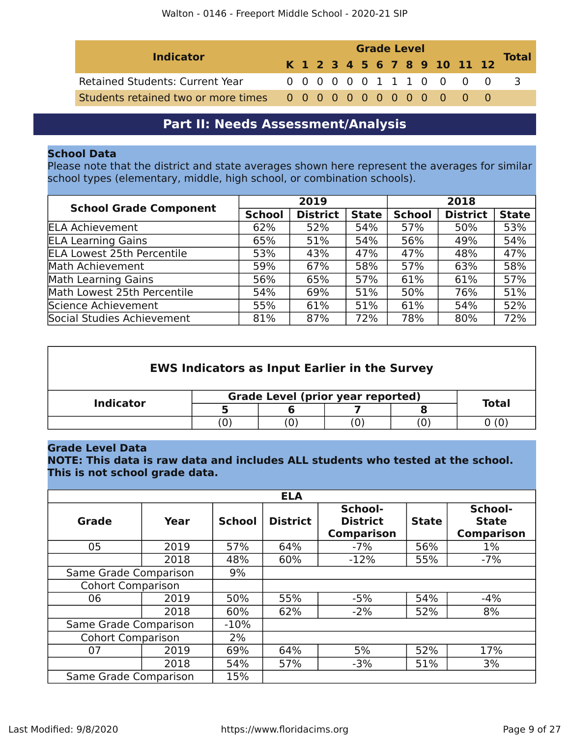| Indicator | Grade Level | | | | | | | | | | | | | Total |
|---|---|---|---|---|---|---|---|---|---|---|---|---|---|---|
| | K | 1 | 2 | 3 | 4 | 5 | 6 | 7 | 8 | 9 | 10 | 11 | 12 | |
| Retained Students: Current Year | 0 | 0 | 0 | 0 | 0 | 0 | 1 | 1 | 1 | 0 | 0 | 0 | 0 | 3 |
| Students retained two or more times | 0 | 0 | 0 | 0 | 0 | 0 | 0 | 0 | 0 | 0 | 0 | 0 | 0 | |

## Part II: Needs Assessment/Analysis

### School Data

Please note that the district and state averages shown here represent the averages for similar school types (elementary, middle, high school, or combination schools).

| School Grade Component | 2019 | | | 2018 | | |
|---|---|---|---|---|---|---|
| | School | District | State | School | District | State |
| ELA Achievement | 62% | 52% | 54% | 57% | 50% | 53% |
| ELA Learning Gains | 65% | 51% | 54% | 56% | 49% | 54% |
| ELA Lowest 25th Percentile | 53% | 43% | 47% | 47% | 48% | 47% |
| Math Achievement | 59% | 67% | 58% | 57% | 63% | 58% |
| Math Learning Gains | 56% | 65% | 57% | 61% | 61% | 57% |
| Math Lowest 25th Percentile | 54% | 69% | 51% | 50% | 76% | 51% |
| Science Achievement | 55% | 61% | 51% | 61% | 54% | 52% |
| Social Studies Achievement | 81% | 87% | 72% | 78% | 80% | 72% |

### EWS Indicators as Input Earlier in the Survey

| Indicator | Grade Level (prior year reported) | | | | Total |
|---|---|---|---|---|---|
| | 5 | 6 | 7 | 8 | |
| | (0) | (0) | (0) | (0) | 0 (0) |

### Grade Level Data

**NOTE: This data is raw data and includes ALL students who tested at the school. This is not school grade data.**

| ELA | | | | | | |
|---|---|---|---|---|---|---|
| Grade | Year | School | District | School-District Comparison | State | School-State Comparison |
| 05 | 2019 | 57% | 64% | -7% | 56% | 1% |
| | 2018 | 48% | 60% | -12% | 55% | -7% |
| Same Grade Comparison | | 9% | | | | |
| Cohort Comparison | | | | | | |
| 06 | 2019 | 50% | 55% | -5% | 54% | -4% |
| | 2018 | 60% | 62% | -2% | 52% | 8% |
| Same Grade Comparison | | -10% | | | | |
| Cohort Comparison | | 2% | | | | |
| 07 | 2019 | 69% | 64% | 5% | 52% | 17% |
| | 2018 | 54% | 57% | -3% | 51% | 3% |
| Same Grade Comparison | | 15% | | | | |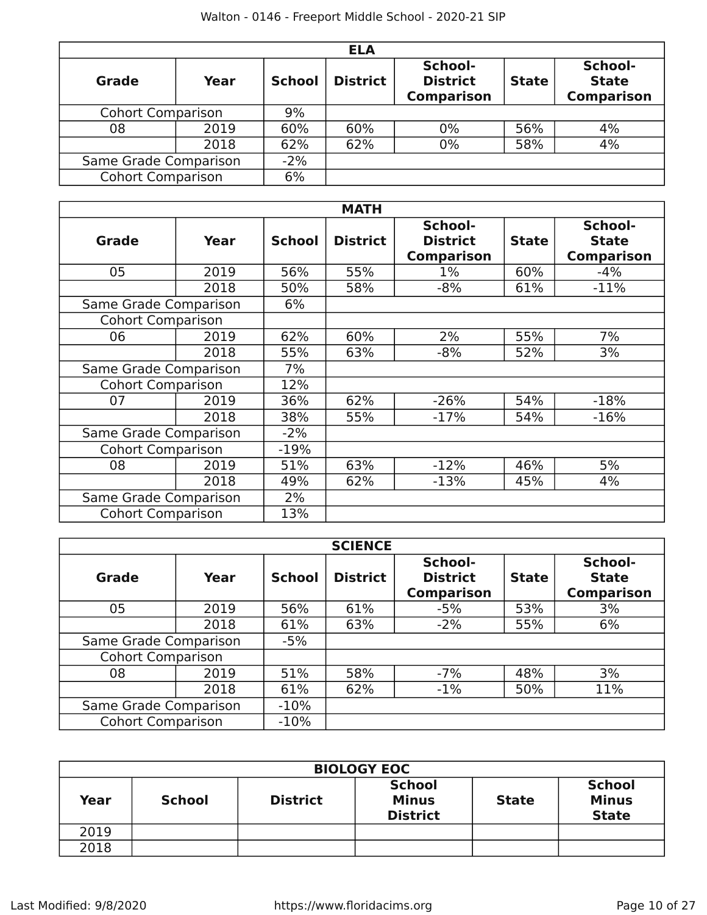| ELA | | | | | | |
|---|---|---|---|---|---|---|
| **Grade** | **Year** | **School** | **District** | **School-District Comparison** | **State** | **School-State Comparison** |
| Cohort Comparison | | 9% | | | | |
| 08 | 2019 | 60% | 60% | 0% | 56% | 4% |
| | 2018 | 62% | 62% | 0% | 58% | 4% |
| Same Grade Comparison | | -2% | | | | |
| Cohort Comparison | | 6% | | | | |

| MATH | | | | | | |
|---|---|---|---|---|---|---|
| **Grade** | **Year** | **School** | **District** | **School-District Comparison** | **State** | **School-State Comparison** |
| 05 | 2019 | 56% | 55% | 1% | 60% | -4% |
| | 2018 | 50% | 58% | -8% | 61% | -11% |
| Same Grade Comparison | | 6% | | | | |
| Cohort Comparison | | | | | | |
| 06 | 2019 | 62% | 60% | 2% | 55% | 7% |
| | 2018 | 55% | 63% | -8% | 52% | 3% |
| Same Grade Comparison | | 7% | | | | |
| Cohort Comparison | | 12% | | | | |
| 07 | 2019 | 36% | 62% | -26% | 54% | -18% |
| | 2018 | 38% | 55% | -17% | 54% | -16% |
| Same Grade Comparison | | -2% | | | | |
| Cohort Comparison | | -19% | | | | |
| 08 | 2019 | 51% | 63% | -12% | 46% | 5% |
| | 2018 | 49% | 62% | -13% | 45% | 4% |
| Same Grade Comparison | | 2% | | | | |
| Cohort Comparison | | 13% | | | | |

| SCIENCE | | | | | | |
|---|---|---|---|---|---|---|
| **Grade** | **Year** | **School** | **District** | **School-District Comparison** | **State** | **School-State Comparison** |
| 05 | 2019 | 56% | 61% | -5% | 53% | 3% |
| | 2018 | 61% | 63% | -2% | 55% | 6% |
| Same Grade Comparison | | -5% | | | | |
| Cohort Comparison | | | | | | |
| 08 | 2019 | 51% | 58% | -7% | 48% | 3% |
| | 2018 | 61% | 62% | -1% | 50% | 11% |
| Same Grade Comparison | | -10% | | | | |
| Cohort Comparison | | -10% | | | | |

| BIOLOGY EOC | | | | | |
|---|---|---|---|---|---|
| **Year** | **School** | **District** | **School Minus District** | **State** | **School Minus State** |
| 2019 | | | | | |
| 2018 | | | | | |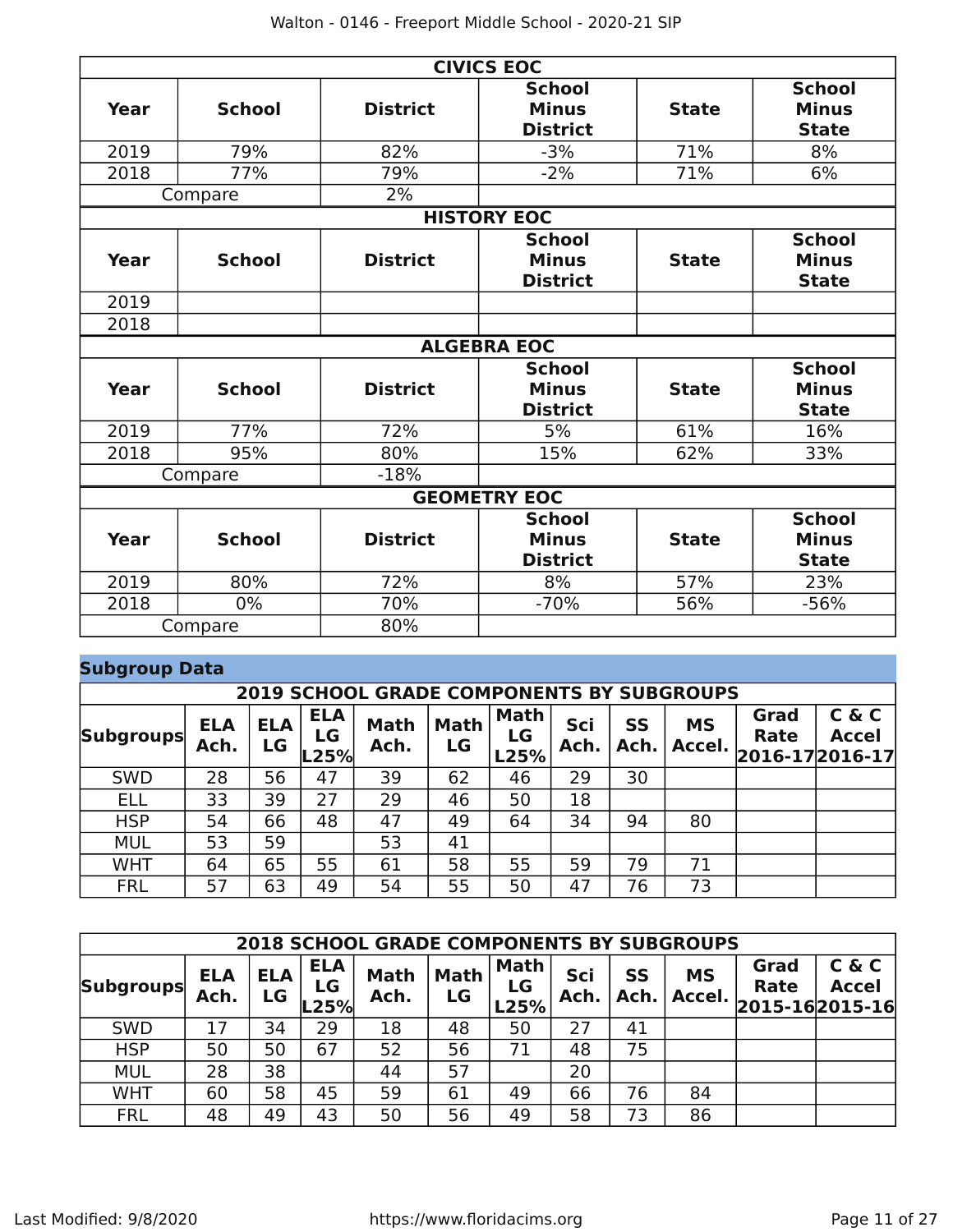| CIVICS EOC | | | | | |
|---|---|---|---|---|---|
| **Year** | **School** | **District** | **School Minus District** | **State** | **School Minus State** |
| 2019 | 79% | 82% | -3% | 71% | 8% |
| 2018 | 77% | 79% | -2% | 71% | 6% |
| Compare | | 2% | | | |

| HISTORY EOC | | | | | |
|---|---|---|---|---|---|
| **Year** | **School** | **District** | **School Minus District** | **State** | **School Minus State** |
| 2019 | | | | | |
| 2018 | | | | | |

| ALGEBRA EOC | | | | | |
|---|---|---|---|---|---|
| **Year** | **School** | **District** | **School Minus District** | **State** | **School Minus State** |
| 2019 | 77% | 72% | 5% | 61% | 16% |
| 2018 | 95% | 80% | 15% | 62% | 33% |
| Compare | | -18% | | | |

| GEOMETRY EOC | | | | | |
|---|---|---|---|---|---|
| **Year** | **School** | **District** | **School Minus District** | **State** | **School Minus State** |
| 2019 | 80% | 72% | 8% | 57% | 23% |
| 2018 | 0% | 70% | -70% | 56% | -56% |
| Compare | | 80% | | | |

## Subgroup Data

| 2019 SCHOOL GRADE COMPONENTS BY SUBGROUPS | | | | | | | | | | | |
|---|---|---|---|---|---|---|---|---|---|---|---|
| **Subgroups** | **ELA Ach.** | **ELA LG** | **ELA LG L25%** | **Math Ach.** | **Math LG** | **Math LG L25%** | **Sci Ach.** | **SS Ach.** | **MS Accel.** | **Grad Rate 2016-17** | **C & C Accel 2016-17** |
| SWD | 28 | 56 | 47 | 39 | 62 | 46 | 29 | 30 | | | |
| ELL | 33 | 39 | 27 | 29 | 46 | 50 | 18 | | | | |
| HSP | 54 | 66 | 48 | 47 | 49 | 64 | 34 | 94 | 80 | | |
| MUL | 53 | 59 | | 53 | 41 | | | | | | |
| WHT | 64 | 65 | 55 | 61 | 58 | 55 | 59 | 79 | 71 | | |
| FRL | 57 | 63 | 49 | 54 | 55 | 50 | 47 | 76 | 73 | | |

| 2018 SCHOOL GRADE COMPONENTS BY SUBGROUPS | | | | | | | | | | | |
|---|---|---|---|---|---|---|---|---|---|---|---|
| **Subgroups** | **ELA Ach.** | **ELA LG** | **ELA LG L25%** | **Math Ach.** | **Math LG** | **Math LG L25%** | **Sci Ach.** | **SS Ach.** | **MS Accel.** | **Grad Rate 2015-16** | **C & C Accel 2015-16** |
| SWD | 17 | 34 | 29 | 18 | 48 | 50 | 27 | 41 | | | |
| HSP | 50 | 50 | 67 | 52 | 56 | 71 | 48 | 75 | | | |
| MUL | 28 | 38 | | 44 | 57 | | 20 | | | | |
| WHT | 60 | 58 | 45 | 59 | 61 | 49 | 66 | 76 | 84 | | |
| FRL | 48 | 49 | 43 | 50 | 56 | 49 | 58 | 73 | 86 | | |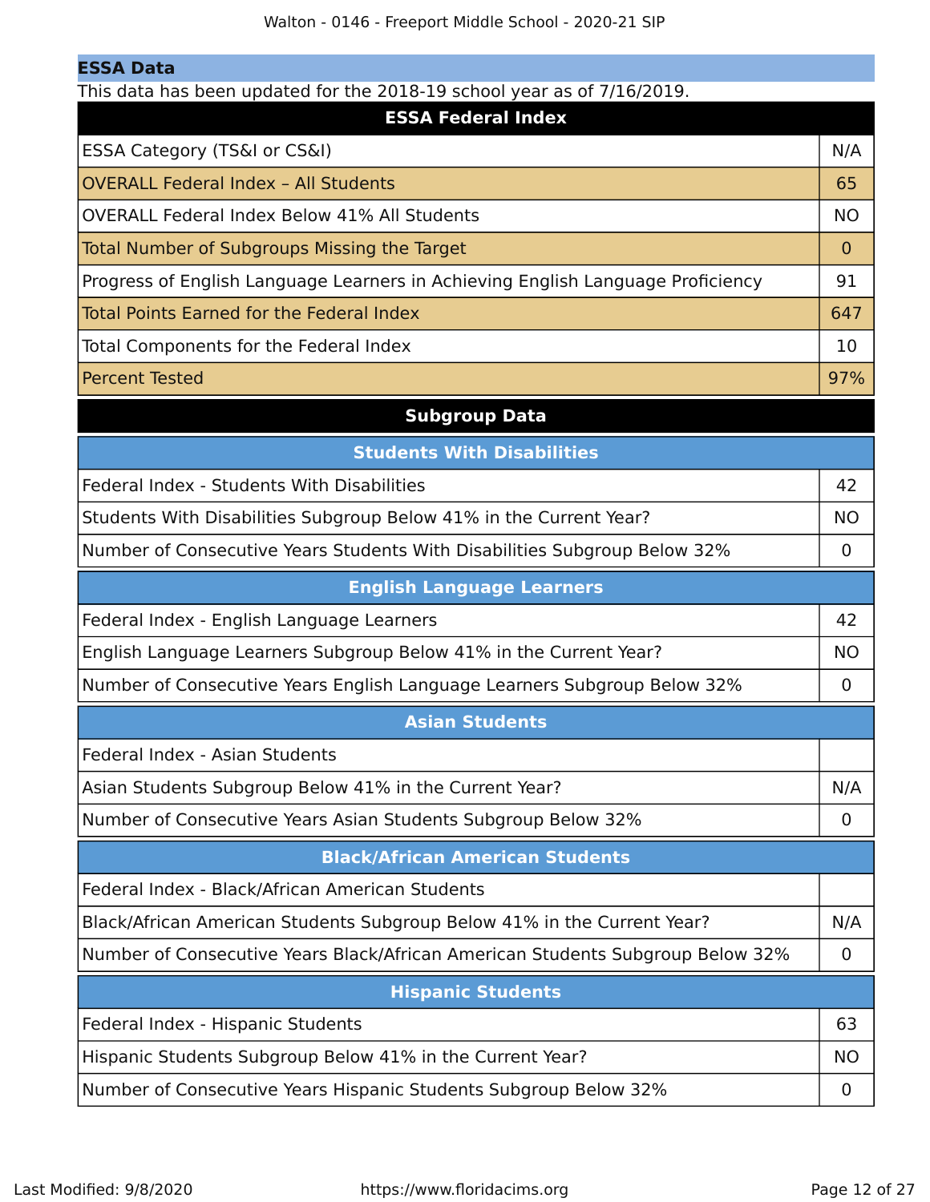## ESSA Data

This data has been updated for the 2018-19 school year as of 7/16/2019.

| ESSA Federal Index | |
|---|---|
| ESSA Category (TS&I or CS&I) | N/A |
| OVERALL Federal Index – All Students | 65 |
| OVERALL Federal Index Below 41% All Students | NO |
| Total Number of Subgroups Missing the Target | 0 |
| Progress of English Language Learners in Achieving English Language Proficiency | 91 |
| Total Points Earned for the Federal Index | 647 |
| Total Components for the Federal Index | 10 |
| Percent Tested | 97% |

### Subgroup Data

| Students With Disabilities | |
|---|---|
| Federal Index - Students With Disabilities | 42 |
| Students With Disabilities Subgroup Below 41% in the Current Year? | NO |
| Number of Consecutive Years Students With Disabilities Subgroup Below 32% | 0 |

| English Language Learners | |
|---|---|
| Federal Index - English Language Learners | 42 |
| English Language Learners Subgroup Below 41% in the Current Year? | NO |
| Number of Consecutive Years English Language Learners Subgroup Below 32% | 0 |

| Asian Students | |
|---|---|
| Federal Index - Asian Students | |
| Asian Students Subgroup Below 41% in the Current Year? | N/A |
| Number of Consecutive Years Asian Students Subgroup Below 32% | 0 |

| Black/African American Students | |
|---|---|
| Federal Index - Black/African American Students | |
| Black/African American Students Subgroup Below 41% in the Current Year? | N/A |
| Number of Consecutive Years Black/African American Students Subgroup Below 32% | 0 |

| Hispanic Students | |
|---|---|
| Federal Index - Hispanic Students | 63 |
| Hispanic Students Subgroup Below 41% in the Current Year? | NO |
| Number of Consecutive Years Hispanic Students Subgroup Below 32% | 0 |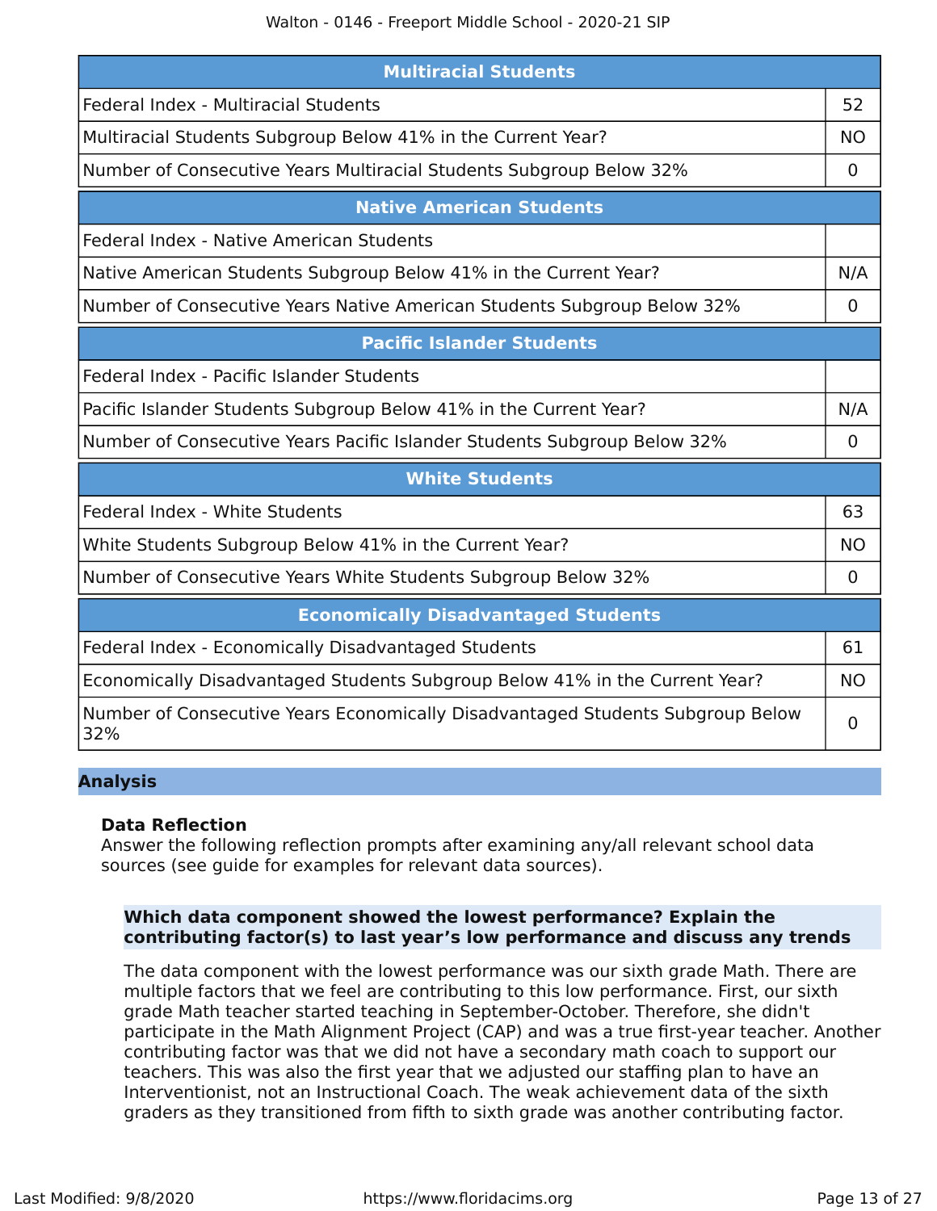| Multiracial Students | |
|---|---|
| Federal Index - Multiracial Students | 52 |
| Multiracial Students Subgroup Below 41% in the Current Year? | NO |
| Number of Consecutive Years Multiracial Students Subgroup Below 32% | 0 |

| Native American Students | |
|---|---|
| Federal Index - Native American Students | |
| Native American Students Subgroup Below 41% in the Current Year? | N/A |
| Number of Consecutive Years Native American Students Subgroup Below 32% | 0 |

| Pacific Islander Students | |
|---|---|
| Federal Index - Pacific Islander Students | |
| Pacific Islander Students Subgroup Below 41% in the Current Year? | N/A |
| Number of Consecutive Years Pacific Islander Students Subgroup Below 32% | 0 |

| White Students | |
|---|---|
| Federal Index - White Students | 63 |
| White Students Subgroup Below 41% in the Current Year? | NO |
| Number of Consecutive Years White Students Subgroup Below 32% | 0 |

| Economically Disadvantaged Students | |
|---|---|
| Federal Index - Economically Disadvantaged Students | 61 |
| Economically Disadvantaged Students Subgroup Below 41% in the Current Year? | NO |
| Number of Consecutive Years Economically Disadvantaged Students Subgroup Below 32% | 0 |

## Analysis

### Data Reflection

Answer the following reflection prompts after examining any/all relevant school data sources (see guide for examples for relevant data sources).

**Which data component showed the lowest performance? Explain the contributing factor(s) to last year's low performance and discuss any trends**

The data component with the lowest performance was our sixth grade Math. There are multiple factors that we feel are contributing to this low performance. First, our sixth grade Math teacher started teaching in September-October. Therefore, she didn't participate in the Math Alignment Project (CAP) and was a true first-year teacher. Another contributing factor was that we did not have a secondary math coach to support our teachers. This was also the first year that we adjusted our staffing plan to have an Interventionist, not an Instructional Coach. The weak achievement data of the sixth graders as they transitioned from fifth to sixth grade was another contributing factor.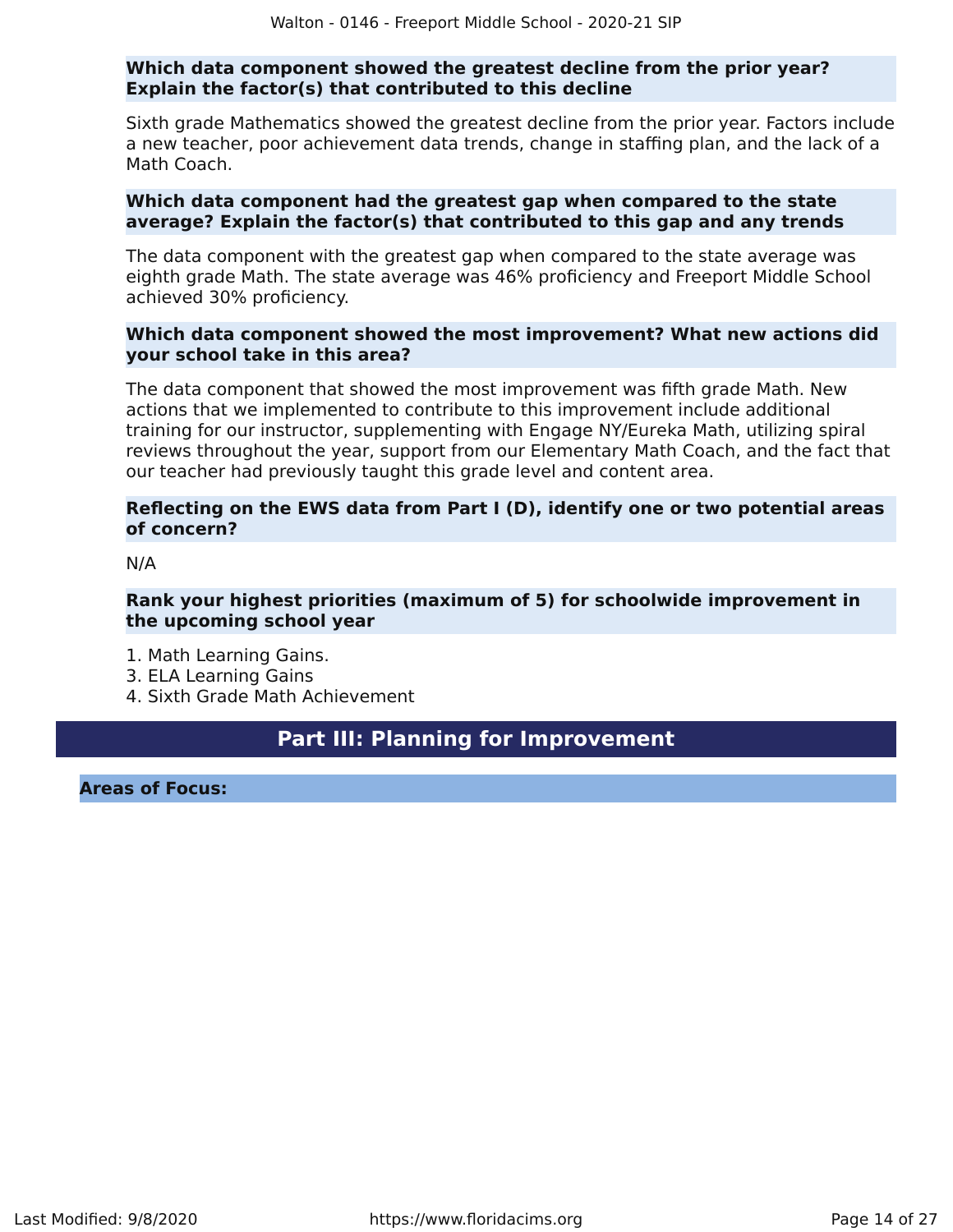**Which data component showed the greatest decline from the prior year? Explain the factor(s) that contributed to this decline**

Sixth grade Mathematics showed the greatest decline from the prior year. Factors include a new teacher, poor achievement data trends, change in staffing plan, and the lack of a Math Coach.

**Which data component had the greatest gap when compared to the state average? Explain the factor(s) that contributed to this gap and any trends**

The data component with the greatest gap when compared to the state average was eighth grade Math. The state average was 46% proficiency and Freeport Middle School achieved 30% proficiency.

**Which data component showed the most improvement? What new actions did your school take in this area?**

The data component that showed the most improvement was fifth grade Math. New actions that we implemented to contribute to this improvement include additional training for our instructor, supplementing with Engage NY/Eureka Math, utilizing spiral reviews throughout the year, support from our Elementary Math Coach, and the fact that our teacher had previously taught this grade level and content area.

**Reflecting on the EWS data from Part I (D), identify one or two potential areas of concern?**

N/A

**Rank your highest priorities (maximum of 5) for schoolwide improvement in the upcoming school year**

1. Math Learning Gains.
3. ELA Learning Gains
4. Sixth Grade Math Achievement

## Part III: Planning for Improvement

**Areas of Focus:**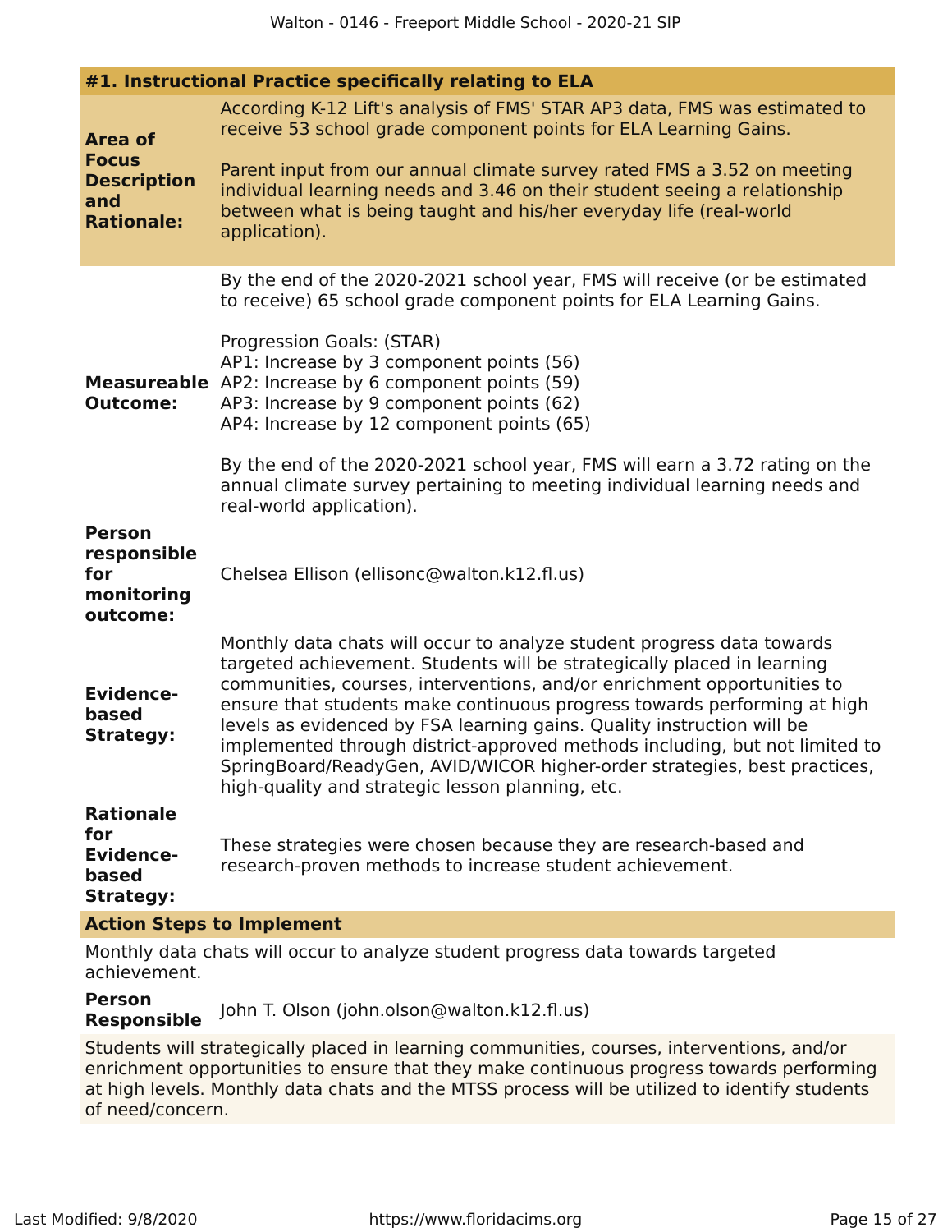## #1. Instructional Practice specifically relating to ELA

**Area of Focus Description and Rationale:**

According to K-12 Lift's analysis of FMS' STAR AP3 data, FMS was estimated to receive 53 school grade component points for ELA Learning Gains.

Parent input from our annual climate survey rated FMS a 3.52 on meeting individual learning needs and 3.46 on their student seeing a relationship between what is being taught and his/her everyday life (real-world application).

**Measureable Outcome:**

By the end of the 2020-2021 school year, FMS will receive (or be estimated to receive) 65 school grade component points for ELA Learning Gains.

Progression Goals: (STAR)
AP1: Increase by 3 component points (56)
AP2: Increase by 6 component points (59)
AP3: Increase by 9 component points (62)
AP4: Increase by 12 component points (65)

By the end of the 2020-2021 school year, FMS will earn a 3.72 rating on the annual climate survey pertaining to meeting individual learning needs and real-world application).

**Person responsible for monitoring outcome:**

Chelsea Ellison (ellisonc@walton.k12.fl.us)

**Evidence-based Strategy:**

Monthly data chats will occur to analyze student progress data towards targeted achievement. Students will be strategically placed in learning communities, courses, interventions, and/or enrichment opportunities to ensure that students make continuous progress towards performing at high levels as evidenced by FSA learning gains. Quality instruction will be implemented through district-approved methods including, but not limited to SpringBoard/ReadyGen, AVID/WICOR higher-order strategies, best practices, high-quality and strategic lesson planning, etc.

**Rationale for Evidence-based Strategy:**

These strategies were chosen because they are research-based and research-proven methods to increase student achievement.

### Action Steps to Implement

Monthly data chats will occur to analyze student progress data towards targeted achievement.

**Person Responsible** John T. Olson (john.olson@walton.k12.fl.us)

Students will strategically placed in learning communities, courses, interventions, and/or enrichment opportunities to ensure that they make continuous progress towards performing at high levels. Monthly data chats and the MTSS process will be utilized to identify students of need/concern.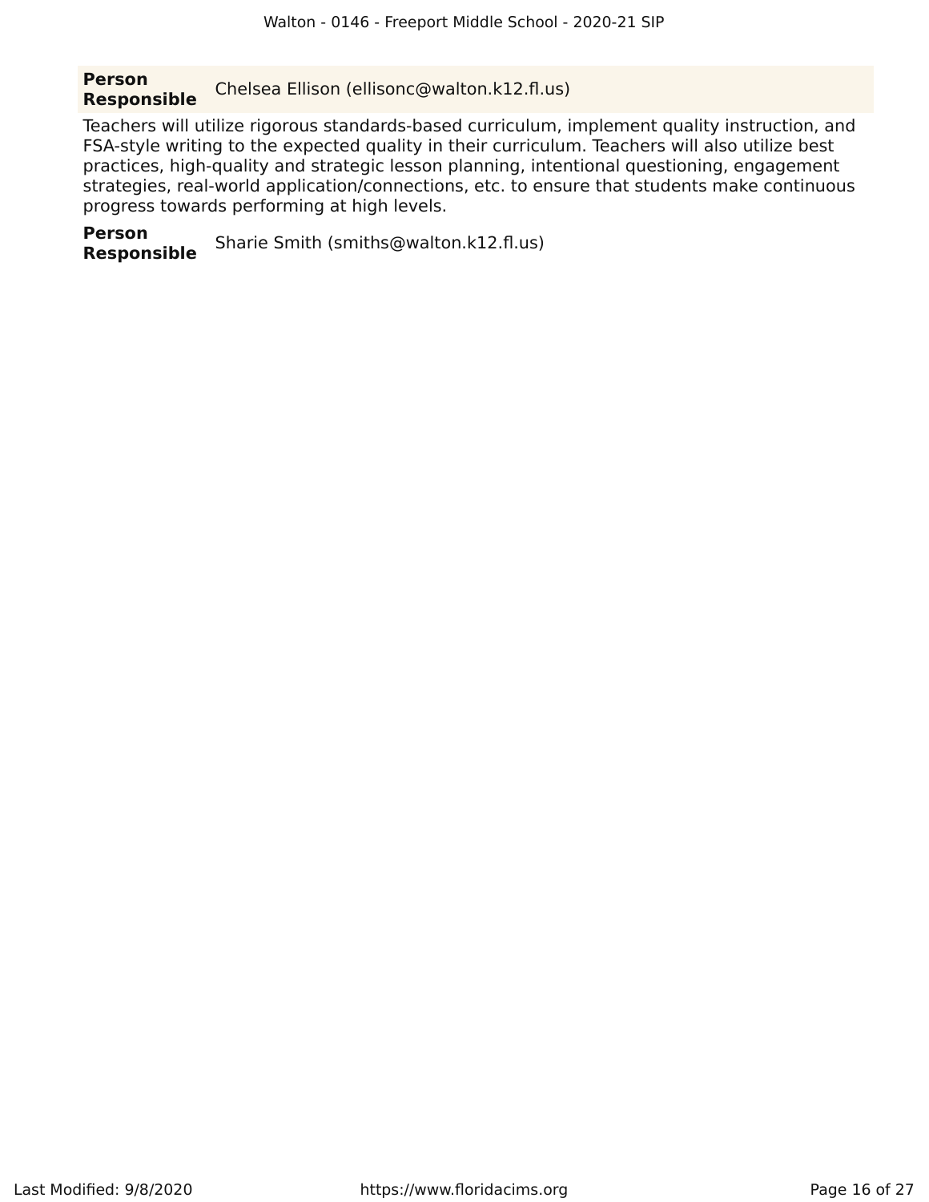**Person Responsible** Chelsea Ellison (ellisonc@walton.k12.fl.us)

Teachers will utilize rigorous standards-based curriculum, implement quality instruction, and FSA-style writing to the expected quality in their curriculum. Teachers will also utilize best practices, high-quality and strategic lesson planning, intentional questioning, engagement strategies, real-world application/connections, etc. to ensure that students make continuous progress towards performing at high levels.

**Person Responsible** Sharie Smith (smiths@walton.k12.fl.us)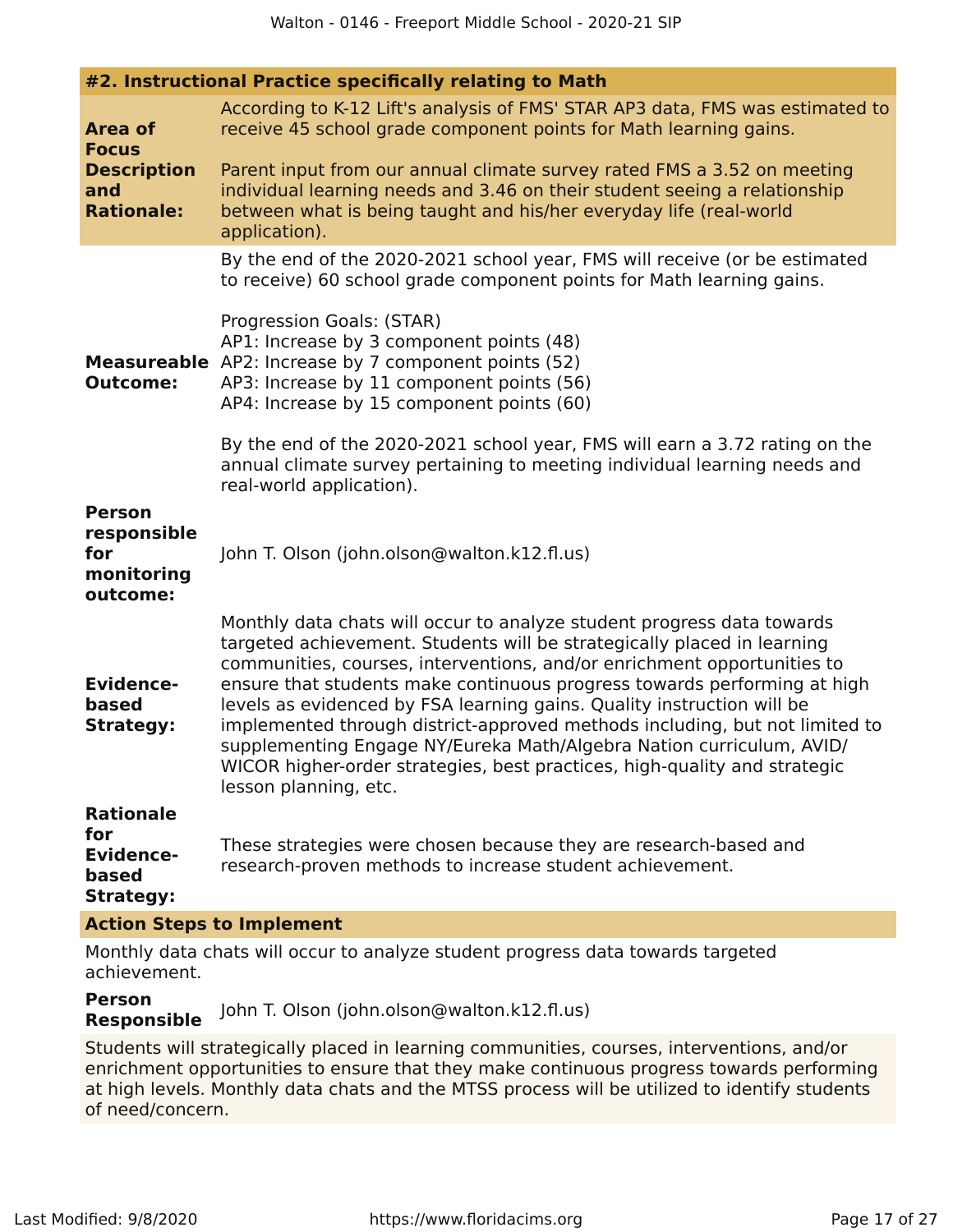### #2. Instructional Practice specifically relating to Math

**Area of Focus Description and Rationale:**

According to K-12 Lift's analysis of FMS' STAR AP3 data, FMS was estimated to receive 45 school grade component points for Math learning gains.

Parent input from our annual climate survey rated FMS a 3.52 on meeting individual learning needs and 3.46 on their student seeing a relationship between what is being taught and his/her everyday life (real-world application).

**Measureable Outcome:**

By the end of the 2020-2021 school year, FMS will receive (or be estimated to receive) 60 school grade component points for Math learning gains.

Progression Goals: (STAR)
AP1: Increase by 3 component points (48)
AP2: Increase by 7 component points (52)
AP3: Increase by 11 component points (56)
AP4: Increase by 15 component points (60)

By the end of the 2020-2021 school year, FMS will earn a 3.72 rating on the annual climate survey pertaining to meeting individual learning needs and real-world application).

**Person responsible for monitoring outcome:**

John T. Olson (john.olson@walton.k12.fl.us)

**Evidence-based Strategy:**

Monthly data chats will occur to analyze student progress data towards targeted achievement. Students will be strategically placed in learning communities, courses, interventions, and/or enrichment opportunities to ensure that students make continuous progress towards performing at high levels as evidenced by FSA learning gains. Quality instruction will be implemented through district-approved methods including, but not limited to supplementing Engage NY/Eureka Math/Algebra Nation curriculum, AVID/ WICOR higher-order strategies, best practices, high-quality and strategic lesson planning, etc.

**Rationale for Evidence-based Strategy:**

These strategies were chosen because they are research-based and research-proven methods to increase student achievement.

**Action Steps to Implement**

Monthly data chats will occur to analyze student progress data towards targeted achievement.

**Person Responsible** John T. Olson (john.olson@walton.k12.fl.us)

Students will strategically placed in learning communities, courses, interventions, and/or enrichment opportunities to ensure that they make continuous progress towards performing at high levels. Monthly data chats and the MTSS process will be utilized to identify students of need/concern.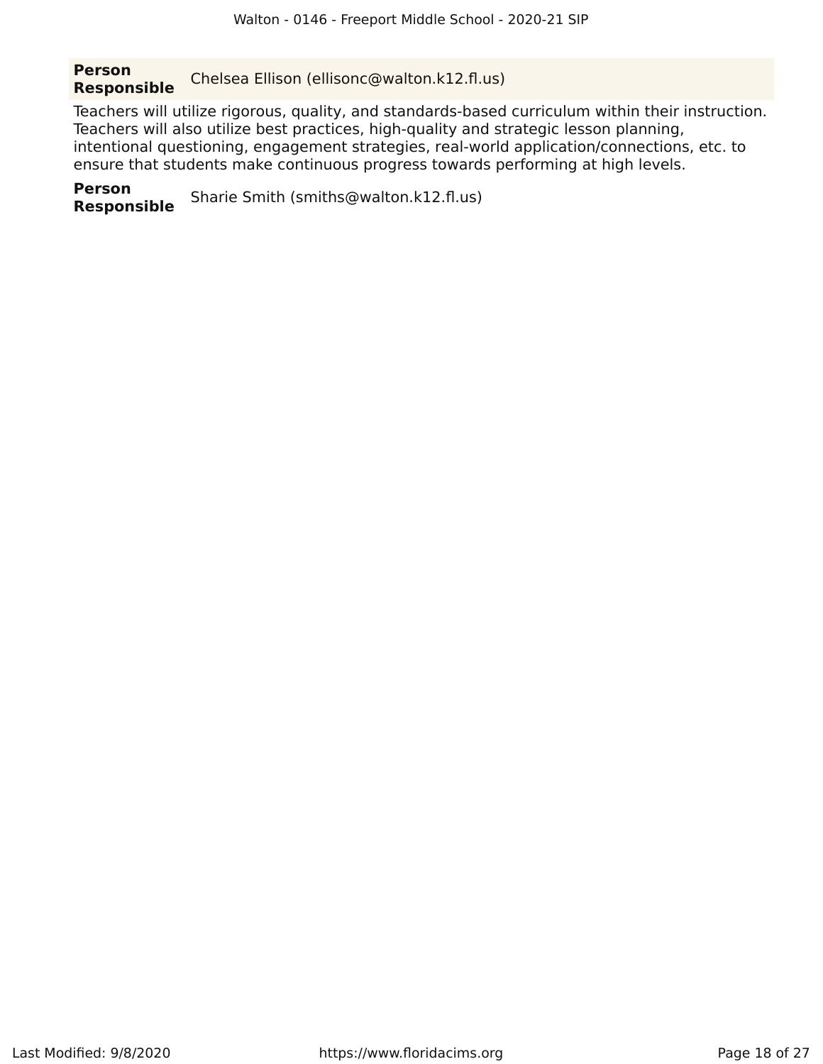**Person Responsible** Chelsea Ellison (ellisonc@walton.k12.fl.us)

Teachers will utilize rigorous, quality, and standards-based curriculum within their instruction. Teachers will also utilize best practices, high-quality and strategic lesson planning, intentional questioning, engagement strategies, real-world application/connections, etc. to ensure that students make continuous progress towards performing at high levels.

**Person Responsible** Sharie Smith (smiths@walton.k12.fl.us)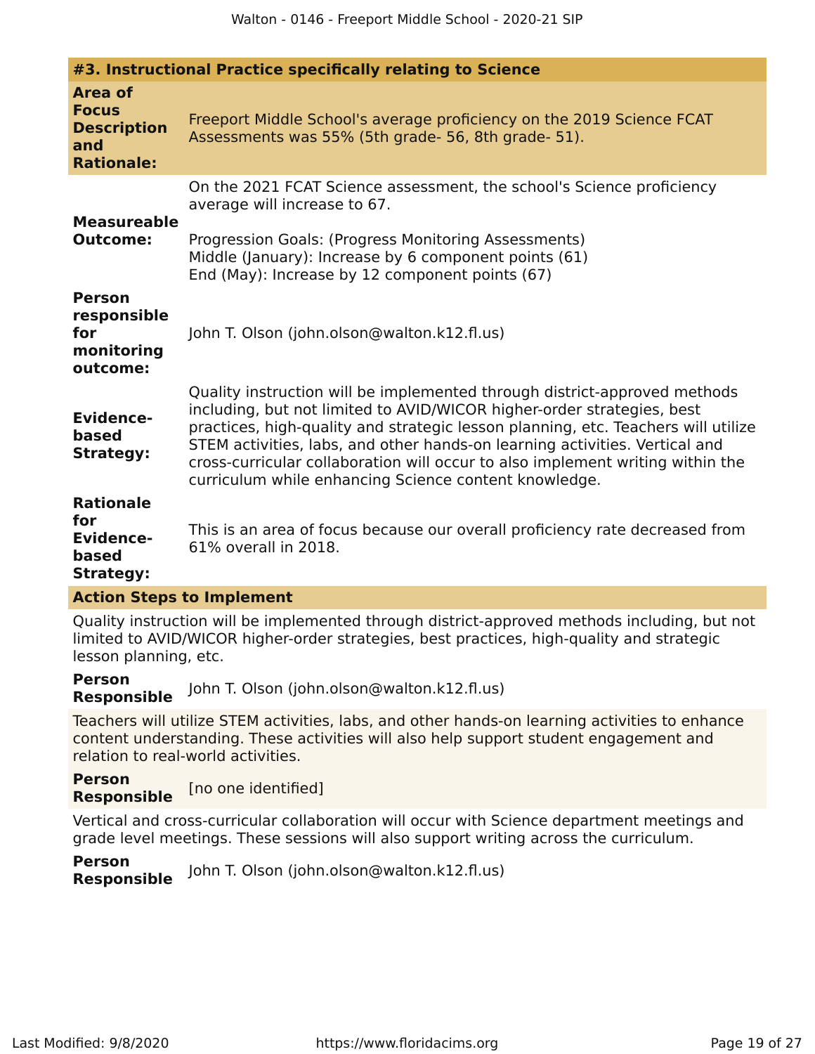## #3. Instructional Practice specifically relating to Science

**Area of Focus Description and Rationale:**

Freeport Middle School's average proficiency on the 2019 Science FCAT Assessments was 55% (5th grade- 56, 8th grade- 51).

**Measureable Outcome:**

On the 2021 FCAT Science assessment, the school's Science proficiency average will increase to 67.

Progression Goals: (Progress Monitoring Assessments)
Middle (January): Increase by 6 component points (61)
End (May): Increase by 12 component points (67)

**Person responsible for monitoring outcome:**

John T. Olson (john.olson@walton.k12.fl.us)

**Evidence-based Strategy:**

Quality instruction will be implemented through district-approved methods including, but not limited to AVID/WICOR higher-order strategies, best practices, high-quality and strategic lesson planning, etc. Teachers will utilize STEM activities, labs, and other hands-on learning activities. Vertical and cross-curricular collaboration will occur to also implement writing within the curriculum while enhancing Science content knowledge.

**Rationale for Evidence-based Strategy:**

This is an area of focus because our overall proficiency rate decreased from 61% overall in 2018.

### Action Steps to Implement

Quality instruction will be implemented through district-approved methods including, but not limited to AVID/WICOR higher-order strategies, best practices, high-quality and strategic lesson planning, etc.

**Person Responsible** John T. Olson (john.olson@walton.k12.fl.us)

Teachers will utilize STEM activities, labs, and other hands-on learning activities to enhance content understanding. These activities will also help support student engagement and relation to real-world activities.

**Person Responsible** [no one identified]

Vertical and cross-curricular collaboration will occur with Science department meetings and grade level meetings. These sessions will also support writing across the curriculum.

**Person Responsible** John T. Olson (john.olson@walton.k12.fl.us)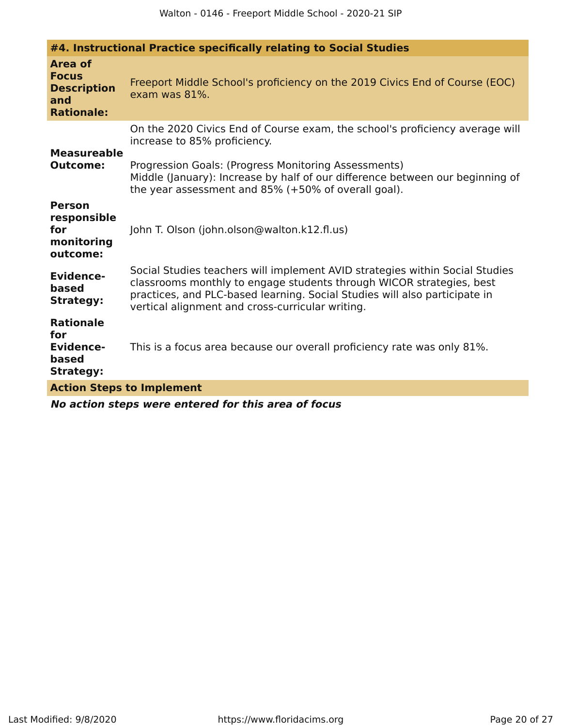| #4. Instructional Practice specifically relating to Social Studies | |
|---|---|
| **Area of Focus Description and Rationale:** | Freeport Middle School's proficiency on the 2019 Civics End of Course (EOC) exam was 81%. |
| **Measureable Outcome:** | On the 2020 Civics End of Course exam, the school's proficiency average will increase to 85% proficiency.<br><br>Progression Goals: (Progress Monitoring Assessments)<br>Middle (January): Increase by half of our difference between our beginning of the year assessment and 85% (+50% of overall goal). |
| **Person responsible for monitoring outcome:** | John T. Olson (john.olson@walton.k12.fl.us) |
| **Evidence-based Strategy:** | Social Studies teachers will implement AVID strategies within Social Studies classrooms monthly to engage students through WICOR strategies, best practices, and PLC-based learning. Social Studies will also participate in vertical alignment and cross-curricular writing. |
| **Rationale for Evidence-based Strategy:** | This is a focus area because our overall proficiency rate was only 81%. |

**Action Steps to Implement**

***No action steps were entered for this area of focus***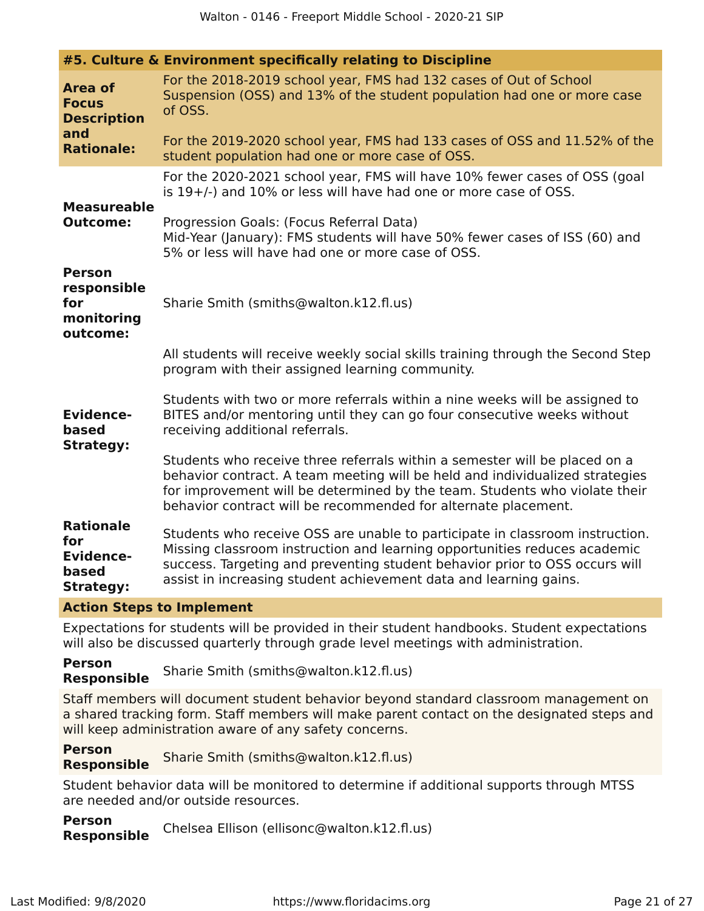### #5. Culture & Environment specifically relating to Discipline

**Area of Focus Description and Rationale:**

For the 2018-2019 school year, FMS had 132 cases of Out of School Suspension (OSS) and 13% of the student population had one or more case of OSS.

For the 2019-2020 school year, FMS had 133 cases of OSS and 11.52% of the student population had one or more case of OSS.

**Measureable Outcome:**

For the 2020-2021 school year, FMS will have 10% fewer cases of OSS (goal is 19+/-) and 10% or less will have had one or more case of OSS.

Progression Goals: (Focus Referral Data)
Mid-Year (January): FMS students will have 50% fewer cases of ISS (60) and 5% or less will have had one or more case of OSS.

**Person responsible for monitoring outcome:** Sharie Smith (smiths@walton.k12.fl.us)

**Evidence-based Strategy:**

All students will receive weekly social skills training through the Second Step program with their assigned learning community.

Students with two or more referrals within a nine weeks will be assigned to BITES and/or mentoring until they can go four consecutive weeks without receiving additional referrals.

Students who receive three referrals within a semester will be placed on a behavior contract. A team meeting will be held and individualized strategies for improvement will be determined by the team. Students who violate their behavior contract will be recommended for alternate placement.

**Rationale for Evidence-based Strategy:**

Students who receive OSS are unable to participate in classroom instruction. Missing classroom instruction and learning opportunities reduces academic success. Targeting and preventing student behavior prior to OSS occurs will assist in increasing student achievement data and learning gains.

#### Action Steps to Implement

Expectations for students will be provided in their student handbooks. Student expectations will also be discussed quarterly through grade level meetings with administration.

**Person Responsible:** Sharie Smith (smiths@walton.k12.fl.us)

Staff members will document student behavior beyond standard classroom management on a shared tracking form. Staff members will make parent contact on the designated steps and will keep administration aware of any safety concerns.

**Person Responsible:** Sharie Smith (smiths@walton.k12.fl.us)

Student behavior data will be monitored to determine if additional supports through MTSS are needed and/or outside resources.

**Person Responsible:** Chelsea Ellison (ellisonc@walton.k12.fl.us)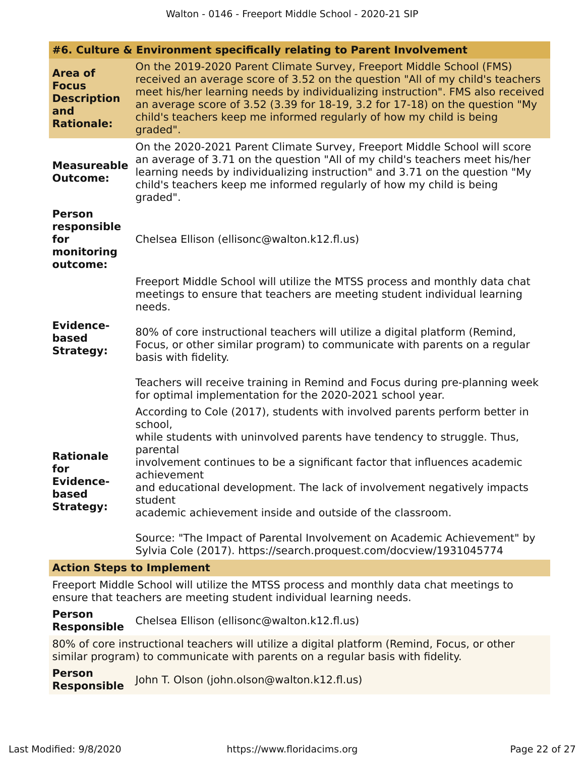### #6. Culture & Environment specifically relating to Parent Involvement

**Area of Focus Description and Rationale:** On the 2019-2020 Parent Climate Survey, Freeport Middle School (FMS) received an average score of 3.52 on the question "All of my child's teachers meet his/her learning needs by individualizing instruction". FMS also received an average score of 3.52 (3.39 for 18-19, 3.2 for 17-18) on the question "My child's teachers keep me informed regularly of how my child is being graded".

**Measureable Outcome:** On the 2020-2021 Parent Climate Survey, Freeport Middle School will score an average of 3.71 on the question "All of my child's teachers meet his/her learning needs by individualizing instruction" and 3.71 on the question "My child's teachers keep me informed regularly of how my child is being graded".

**Person responsible for monitoring outcome:** Chelsea Ellison (ellisonc@walton.k12.fl.us)

**Evidence-based Strategy:**

Freeport Middle School will utilize the MTSS process and monthly data chat meetings to ensure that teachers are meeting student individual learning needs.

80% of core instructional teachers will utilize a digital platform (Remind, Focus, or other similar program) to communicate with parents on a regular basis with fidelity.

Teachers will receive training in Remind and Focus during pre-planning week for optimal implementation for the 2020-2021 school year.

**Rationale for Evidence-based Strategy:**

According to Cole (2017), students with involved parents perform better in school,
while students with uninvolved parents have tendency to struggle. Thus, parental
involvement continues to be a significant factor that influences academic achievement
and educational development. The lack of involvement negatively impacts student
academic achievement inside and outside of the classroom.

Source: "The Impact of Parental Involvement on Academic Achievement" by Sylvia Cole (2017). https://search.proquest.com/docview/1931045774

#### Action Steps to Implement

Freeport Middle School will utilize the MTSS process and monthly data chat meetings to ensure that teachers are meeting student individual learning needs.

**Person Responsible** Chelsea Ellison (ellisonc@walton.k12.fl.us)

80% of core instructional teachers will utilize a digital platform (Remind, Focus, or other similar program) to communicate with parents on a regular basis with fidelity.

**Person Responsible** John T. Olson (john.olson@walton.k12.fl.us)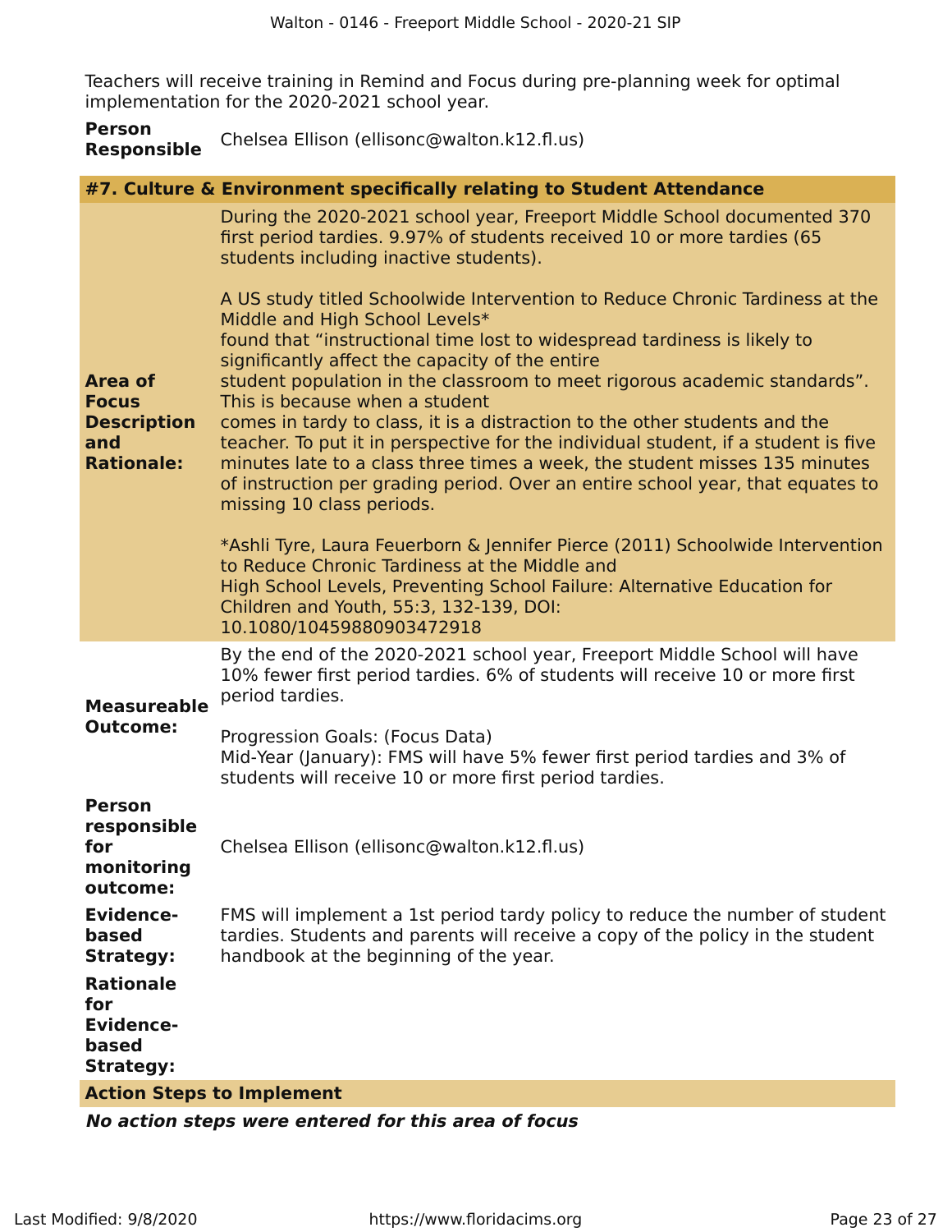Teachers will receive training in Remind and Focus during pre-planning week for optimal implementation for the 2020-2021 school year.

**Person Responsible** Chelsea Ellison (ellisonc@walton.k12.fl.us)

## #7. Culture & Environment specifically relating to Student Attendance

**Area of Focus Description and Rationale:**

During the 2020-2021 school year, Freeport Middle School documented 370 first period tardies. 9.97% of students received 10 or more tardies (65 students including inactive students).

A US study titled Schoolwide Intervention to Reduce Chronic Tardiness at the Middle and High School Levels*
found that "instructional time lost to widespread tardiness is likely to significantly affect the capacity of the entire
student population in the classroom to meet rigorous academic standards". This is because when a student
comes in tardy to class, it is a distraction to the other students and the teacher. To put it in perspective for the individual student, if a student is five minutes late to a class three times a week, the student misses 135 minutes of instruction per grading period. Over an entire school year, that equates to missing 10 class periods.

*Ashli Tyre, Laura Feuerborn & Jennifer Pierce (2011) Schoolwide Intervention to Reduce Chronic Tardiness at the Middle and
High School Levels, Preventing School Failure: Alternative Education for Children and Youth, 55:3, 132-139, DOI:
10.1080/10459880903472918

**Measureable Outcome:**

By the end of the 2020-2021 school year, Freeport Middle School will have 10% fewer first period tardies. 6% of students will receive 10 or more first period tardies.

Progression Goals: (Focus Data)
Mid-Year (January): FMS will have 5% fewer first period tardies and 3% of students will receive 10 or more first period tardies.

**Person responsible for monitoring outcome:** Chelsea Ellison (ellisonc@walton.k12.fl.us)

**Evidence-based Strategy:** FMS will implement a 1st period tardy policy to reduce the number of student tardies. Students and parents will receive a copy of the policy in the student handbook at the beginning of the year.

**Rationale for Evidence-based Strategy:**

### Action Steps to Implement

***No action steps were entered for this area of focus***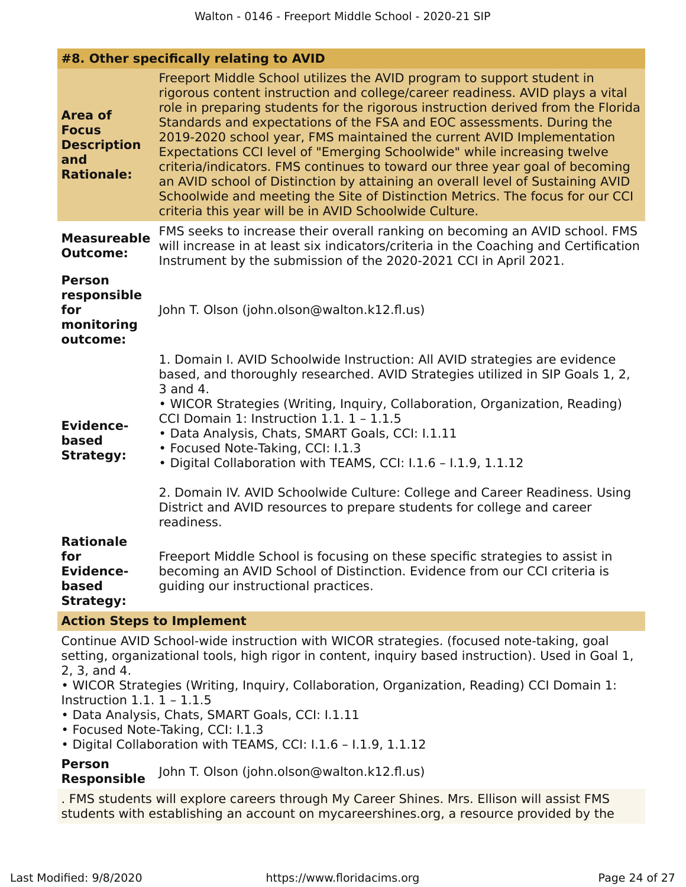## #8. Other specifically relating to AVID

**Area of Focus Description and Rationale:**

Freeport Middle School utilizes the AVID program to support student in rigorous content instruction and college/career readiness. AVID plays a vital role in preparing students for the rigorous instruction derived from the Florida Standards and expectations of the FSA and EOC assessments. During the 2019-2020 school year, FMS maintained the current AVID Implementation Expectations CCI level of "Emerging Schoolwide" while increasing twelve criteria/indicators. FMS continues to toward our three year goal of becoming an AVID school of Distinction by attaining an overall level of Sustaining AVID Schoolwide and meeting the Site of Distinction Metrics. The focus for our CCI criteria this year will be in AVID Schoolwide Culture.

**Measureable Outcome:**

FMS seeks to increase their overall ranking on becoming an AVID school. FMS will increase in at least six indicators/criteria in the Coaching and Certification Instrument by the submission of the 2020-2021 CCI in April 2021.

**Person responsible for monitoring outcome:**

John T. Olson (john.olson@walton.k12.fl.us)

**Evidence-based Strategy:**

1. Domain I. AVID Schoolwide Instruction: All AVID strategies are evidence based, and thoroughly researched. AVID Strategies utilized in SIP Goals 1, 2, 3 and 4.
• WICOR Strategies (Writing, Inquiry, Collaboration, Organization, Reading) CCI Domain 1: Instruction 1.1. 1 – 1.1.5
• Data Analysis, Chats, SMART Goals, CCI: I.1.11
• Focused Note-Taking, CCI: I.1.3
• Digital Collaboration with TEAMS, CCI: I.1.6 – I.1.9, 1.1.12

2. Domain IV. AVID Schoolwide Culture: College and Career Readiness. Using District and AVID resources to prepare students for college and career readiness.

**Rationale for Evidence-based Strategy:**

Freeport Middle School is focusing on these specific strategies to assist in becoming an AVID School of Distinction. Evidence from our CCI criteria is guiding our instructional practices.

### Action Steps to Implement

Continue AVID School-wide instruction with WICOR strategies. (focused note-taking, goal setting, organizational tools, high rigor in content, inquiry based instruction). Used in Goal 1, 2, 3, and 4.
• WICOR Strategies (Writing, Inquiry, Collaboration, Organization, Reading) CCI Domain 1: Instruction 1.1. 1 – 1.1.5
• Data Analysis, Chats, SMART Goals, CCI: I.1.11
• Focused Note-Taking, CCI: I.1.3
• Digital Collaboration with TEAMS, CCI: I.1.6 – I.1.9, 1.1.12

**Person Responsible** John T. Olson (john.olson@walton.k12.fl.us)

. FMS students will explore careers through My Career Shines. Mrs. Ellison will assist FMS students with establishing an account on mycareershines.org, a resource provided by the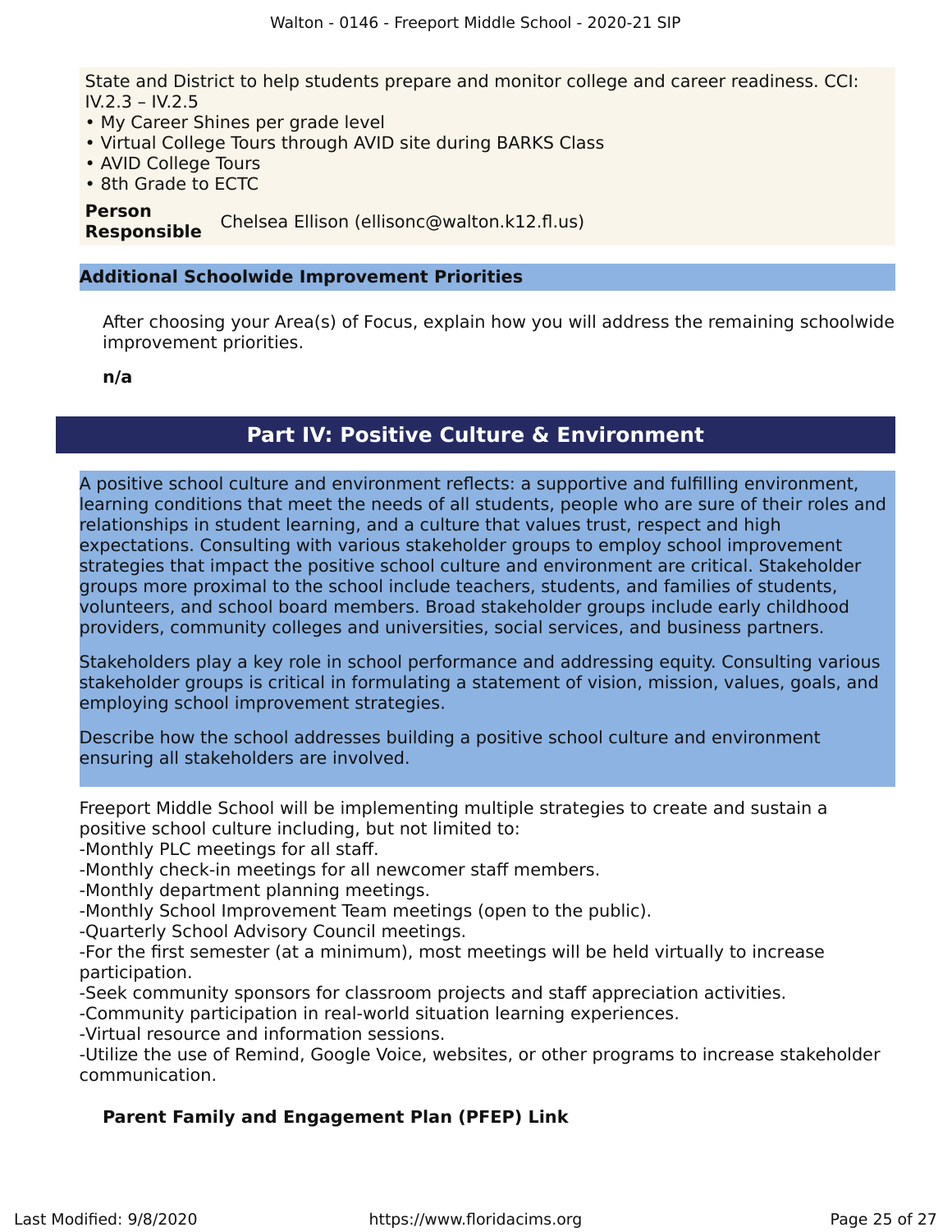State and District to help students prepare and monitor college and career readiness. CCI: IV.2.3 – IV.2.5

- My Career Shines per grade level
- Virtual College Tours through AVID site during BARKS Class
- AVID College Tours
- 8th Grade to ECTC

**Person Responsible** Chelsea Ellison (ellisonc@walton.k12.fl.us)

### Additional Schoolwide Improvement Priorities

After choosing your Area(s) of Focus, explain how you will address the remaining schoolwide improvement priorities.

**n/a**

## Part IV: Positive Culture & Environment

A positive school culture and environment reflects: a supportive and fulfilling environment, learning conditions that meet the needs of all students, people who are sure of their roles and relationships in student learning, and a culture that values trust, respect and high expectations. Consulting with various stakeholder groups to employ school improvement strategies that impact the positive school culture and environment are critical. Stakeholder groups more proximal to the school include teachers, students, and families of students, volunteers, and school board members. Broad stakeholder groups include early childhood providers, community colleges and universities, social services, and business partners.

Stakeholders play a key role in school performance and addressing equity. Consulting various stakeholder groups is critical in formulating a statement of vision, mission, values, goals, and employing school improvement strategies.

Describe how the school addresses building a positive school culture and environment ensuring all stakeholders are involved.

Freeport Middle School will be implementing multiple strategies to create and sustain a positive school culture including, but not limited to:
-Monthly PLC meetings for all staff.
-Monthly check-in meetings for all newcomer staff members.
-Monthly department planning meetings.
-Monthly School Improvement Team meetings (open to the public).
-Quarterly School Advisory Council meetings.
-For the first semester (at a minimum), most meetings will be held virtually to increase participation.
-Seek community sponsors for classroom projects and staff appreciation activities.
-Community participation in real-world situation learning experiences.
-Virtual resource and information sessions.
-Utilize the use of Remind, Google Voice, websites, or other programs to increase stakeholder communication.

**Parent Family and Engagement Plan (PFEP) Link**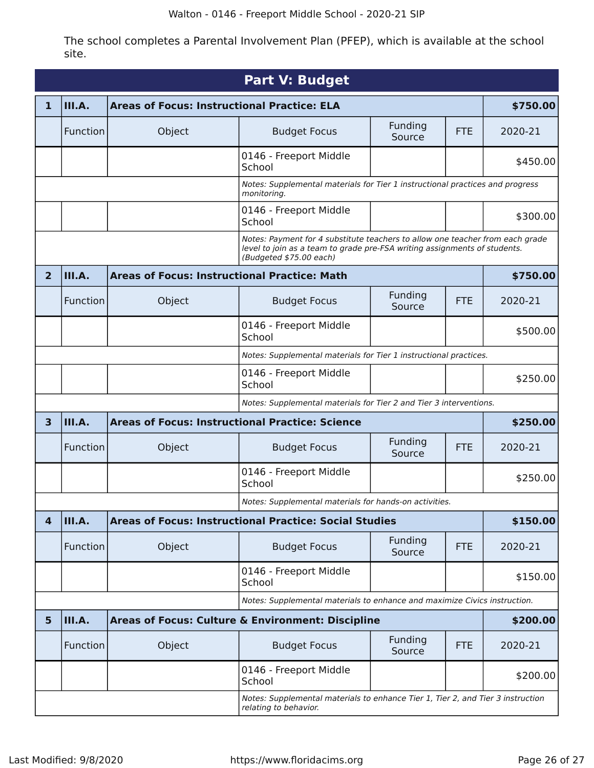The school completes a Parental Involvement Plan (PFEP), which is available at the school site.

## Part V: Budget

| 1 | III.A. | Areas of Focus: Instructional Practice: ELA | | | | $750.00 |
|---|---|---|---|---|---|---|
| | Function | Object | Budget Focus | Funding Source | FTE | 2020-21 |
| | | | 0146 - Freeport Middle School | | | $450.00 |
| | | | *Notes: Supplemental materials for Tier 1 instructional practices and progress monitoring.* | | | |
| | | | 0146 - Freeport Middle School | | | $300.00 |
| | | | *Notes: Payment for 4 substitute teachers to allow one teacher from each grade level to join as a team to grade pre-FSA writing assignments of students. (Budgeted $75.00 each)* | | | |
| **2** | **III.A.** | **Areas of Focus: Instructional Practice: Math** | | | | **$750.00** |
| | Function | Object | Budget Focus | Funding Source | FTE | 2020-21 |
| | | | 0146 - Freeport Middle School | | | $500.00 |
| | | | *Notes: Supplemental materials for Tier 1 instructional practices.* | | | |
| | | | 0146 - Freeport Middle School | | | $250.00 |
| | | | *Notes: Supplemental materials for Tier 2 and Tier 3 interventions.* | | | |
| **3** | **III.A.** | **Areas of Focus: Instructional Practice: Science** | | | | **$250.00** |
| | Function | Object | Budget Focus | Funding Source | FTE | 2020-21 |
| | | | 0146 - Freeport Middle School | | | $250.00 |
| | | | *Notes: Supplemental materials for hands-on activities.* | | | |
| **4** | **III.A.** | **Areas of Focus: Instructional Practice: Social Studies** | | | | **$150.00** |
| | Function | Object | Budget Focus | Funding Source | FTE | 2020-21 |
| | | | 0146 - Freeport Middle School | | | $150.00 |
| | | | *Notes: Supplemental materials to enhance and maximize Civics instruction.* | | | |
| **5** | **III.A.** | **Areas of Focus: Culture & Environment: Discipline** | | | | **$200.00** |
| | Function | Object | Budget Focus | Funding Source | FTE | 2020-21 |
| | | | 0146 - Freeport Middle School | | | $200.00 |
| | | | *Notes: Supplemental materials to enhance Tier 1, Tier 2, and Tier 3 instruction relating to behavior.* | | | |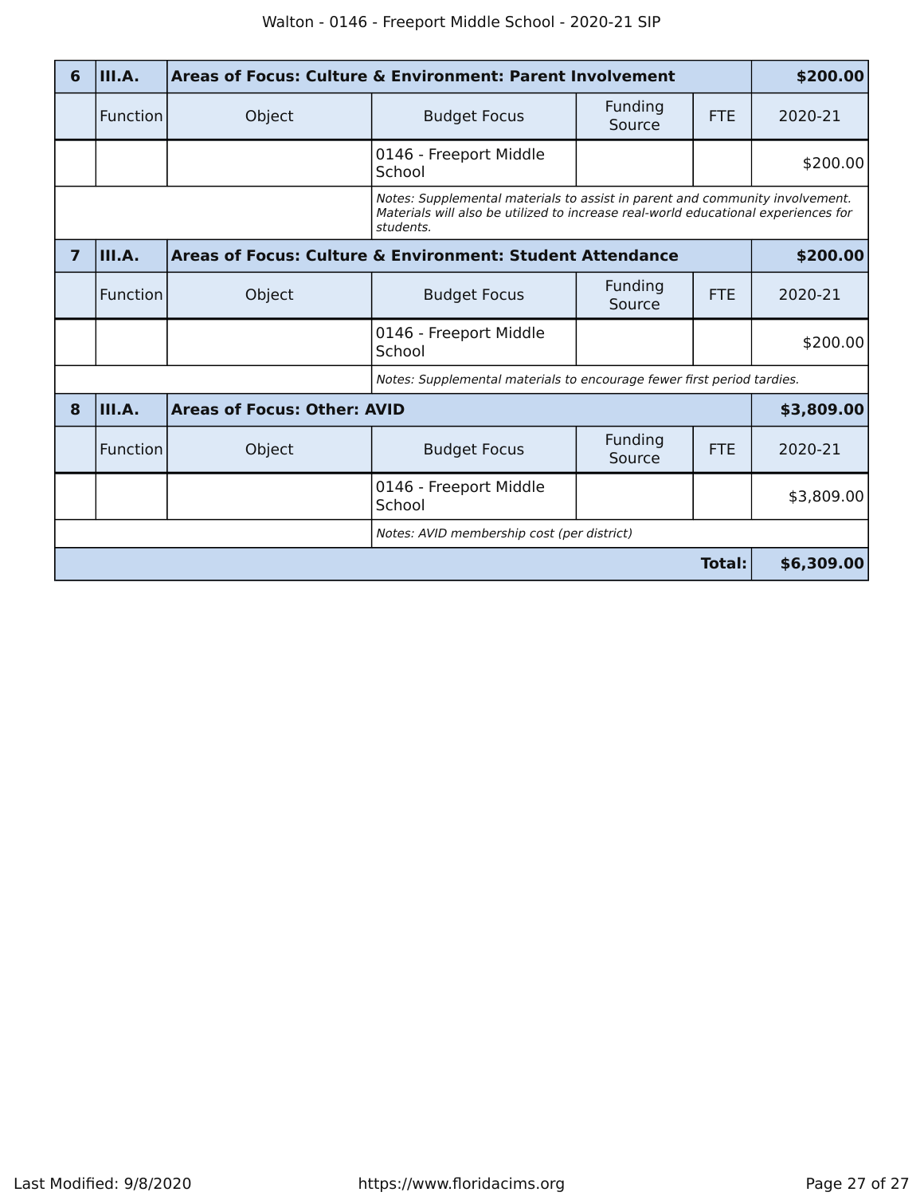| | | | | | | |
|---|---|---|---|---|---|---|
| **6** | **III.A.** | **Areas of Focus: Culture & Environment: Parent Involvement** | | | | **$200.00** |
| | Function | Object | Budget Focus | Funding Source | FTE | 2020-21 |
| | | | 0146 - Freeport Middle School | | | $200.00 |
| | | | *Notes: Supplemental materials to assist in parent and community involvement. Materials will also be utilized to increase real-world educational experiences for students.* | | | |
| **7** | **III.A.** | **Areas of Focus: Culture & Environment: Student Attendance** | | | | **$200.00** |
| | Function | Object | Budget Focus | Funding Source | FTE | 2020-21 |
| | | | 0146 - Freeport Middle School | | | $200.00 |
| | | | *Notes: Supplemental materials to encourage fewer first period tardies.* | | | |
| **8** | **III.A.** | **Areas of Focus: Other: AVID** | | | | **$3,809.00** |
| | Function | Object | Budget Focus | Funding Source | FTE | 2020-21 |
| | | | 0146 - Freeport Middle School | | | $3,809.00 |
| | | | *Notes: AVID membership cost (per district)* | | | |
| | | | | | **Total:** | **$6,309.00** |